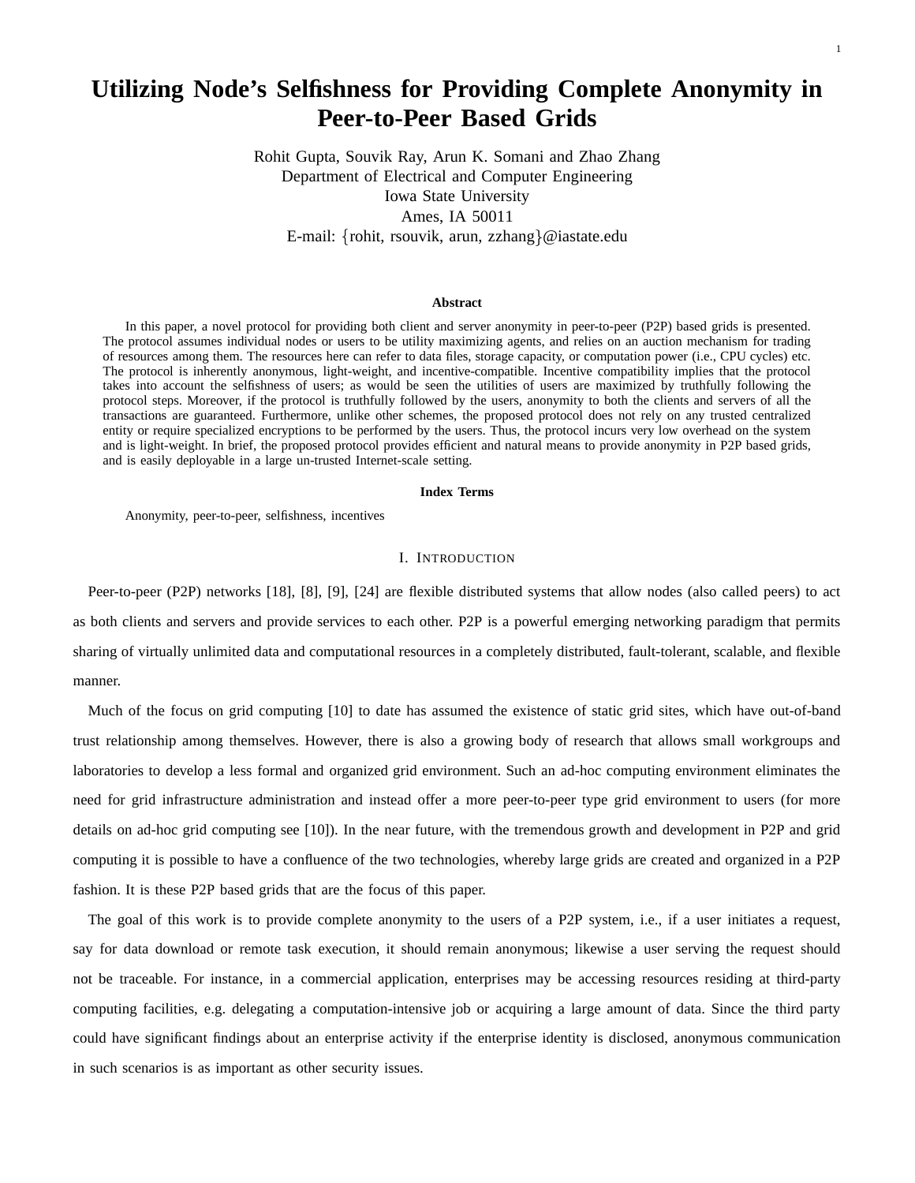# Utilizing Node's Selfishness for Providing Complete Anonymity in Peer-to-Peer Based Grids

Rohit Gupta, Souvik Ray, Arun K. Somani and Zhao Zhang
Department of Electrical and Computer Engineering
Iowa State University
Ames, IA 50011
E-mail: {rohit, rsouvik, arun, zzhang}@iastate.edu

### Abstract

In this paper, a novel protocol for providing both client and server anonymity in peer-to-peer (P2P) based grids is presented. The protocol assumes individual nodes or users to be utility maximizing agents, and relies on an auction mechanism for trading of resources among them. The resources here can refer to data files, storage capacity, or computation power (i.e., CPU cycles) etc. The protocol is inherently anonymous, light-weight, and incentive-compatible. Incentive compatibility implies that the protocol takes into account the selfishness of users; as would be seen the utilities of users are maximized by truthfully following the protocol steps. Moreover, if the protocol is truthfully followed by the users, anonymity to both the clients and servers of all the transactions are guaranteed. Furthermore, unlike other schemes, the proposed protocol does not rely on any trusted centralized entity or require specialized encryptions to be performed by the users. Thus, the protocol incurs very low overhead on the system and is light-weight. In brief, the proposed protocol provides efficient and natural means to provide anonymity in P2P based grids, and is easily deployable in a large un-trusted Internet-scale setting.

### Index Terms

Anonymity, peer-to-peer, selfishness, incentives

## I. Introduction

Peer-to-peer (P2P) networks [18], [8], [9], [24] are flexible distributed systems that allow nodes (also called peers) to act as both clients and servers and provide services to each other. P2P is a powerful emerging networking paradigm that permits sharing of virtually unlimited data and computational resources in a completely distributed, fault-tolerant, scalable, and flexible manner.

Much of the focus on grid computing [10] to date has assumed the existence of static grid sites, which have out-of-band trust relationship among themselves. However, there is also a growing body of research that allows small workgroups and laboratories to develop a less formal and organized grid environment. Such an ad-hoc computing environment eliminates the need for grid infrastructure administration and instead offer a more peer-to-peer type grid environment to users (for more details on ad-hoc grid computing see [10]). In the near future, with the tremendous growth and development in P2P and grid computing it is possible to have a confluence of the two technologies, whereby large grids are created and organized in a P2P fashion. It is these P2P based grids that are the focus of this paper.

The goal of this work is to provide complete anonymity to the users of a P2P system, i.e., if a user initiates a request, say for data download or remote task execution, it should remain anonymous; likewise a user serving the request should not be traceable. For instance, in a commercial application, enterprises may be accessing resources residing at third-party computing facilities, e.g. delegating a computation-intensive job or acquiring a large amount of data. Since the third party could have significant findings about an enterprise activity if the enterprise identity is disclosed, anonymous communication in such scenarios is as important as other security issues.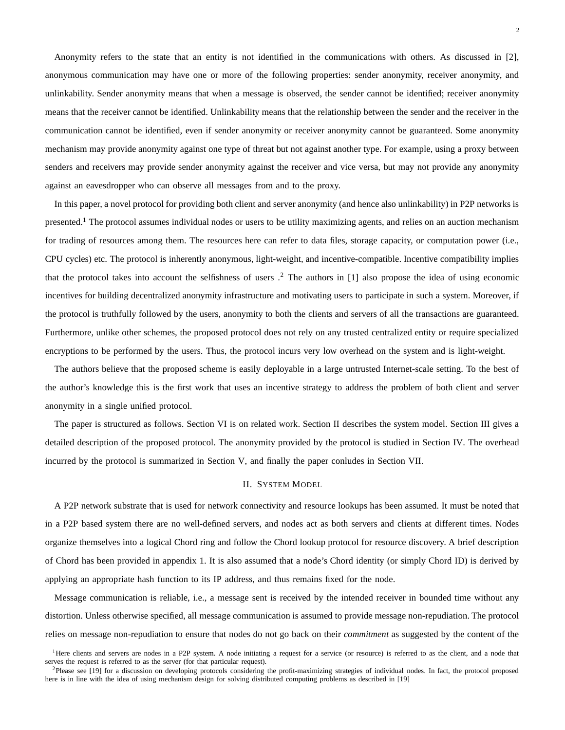Anonymity refers to the state that an entity is not identified in the communications with others. As discussed in [2], anonymous communication may have one or more of the following properties: sender anonymity, receiver anonymity, and unlinkability. Sender anonymity means that when a message is observed, the sender cannot be identified; receiver anonymity means that the receiver cannot be identified. Unlinkability means that the relationship between the sender and the receiver in the communication cannot be identified, even if sender anonymity or receiver anonymity cannot be guaranteed. Some anonymity mechanism may provide anonymity against one type of threat but not against another type. For example, using a proxy between senders and receivers may provide sender anonymity against the receiver and vice versa, but may not provide any anonymity against an eavesdropper who can observe all messages from and to the proxy.

In this paper, a novel protocol for providing both client and server anonymity (and hence also unlinkability) in P2P networks is presented.[1] The protocol assumes individual nodes or users to be utility maximizing agents, and relies on an auction mechanism for trading of resources among them. The resources here can refer to data files, storage capacity, or computation power (i.e., CPU cycles) etc. The protocol is inherently anonymous, light-weight, and incentive-compatible. Incentive compatibility implies that the protocol takes into account the selfishness of users .[2] The authors in [1] also propose the idea of using economic incentives for building decentralized anonymity infrastructure and motivating users to participate in such a system. Moreover, if the protocol is truthfully followed by the users, anonymity to both the clients and servers of all the transactions are guaranteed. Furthermore, unlike other schemes, the proposed protocol does not rely on any trusted centralized entity or require specialized encryptions to be performed by the users. Thus, the protocol incurs very low overhead on the system and is light-weight.

The authors believe that the proposed scheme is easily deployable in a large untrusted Internet-scale setting. To the best of the author's knowledge this is the first work that uses an incentive strategy to address the problem of both client and server anonymity in a single unified protocol.

The paper is structured as follows. Section VI is on related work. Section II describes the system model. Section III gives a detailed description of the proposed protocol. The anonymity provided by the protocol is studied in Section IV. The overhead incurred by the protocol is summarized in Section V, and finally the paper conludes in Section VII.

## II. System Model

A P2P network substrate that is used for network connectivity and resource lookups has been assumed. It must be noted that in a P2P based system there are no well-defined servers, and nodes act as both servers and clients at different times. Nodes organize themselves into a logical Chord ring and follow the Chord lookup protocol for resource discovery. A brief description of Chord has been provided in appendix 1. It is also assumed that a node's Chord identity (or simply Chord ID) is derived by applying an appropriate hash function to its IP address, and thus remains fixed for the node.

Message communication is reliable, i.e., a message sent is received by the intended receiver in bounded time without any distortion. Unless otherwise specified, all message communication is assumed to provide message non-repudiation. The protocol relies on message non-repudiation to ensure that nodes do not go back on their *commitment* as suggested by the content of the

[1] Here clients and servers are nodes in a P2P system. A node initiating a request for a service (or resource) is referred to as the client, and a node that serves the request is referred to as the server (for that particular request).

[2] Please see [19] for a discussion on developing protocols considering the profit-maximizing strategies of individual nodes. In fact, the protocol proposed here is in line with the idea of using mechanism design for solving distributed computing problems as described in [19]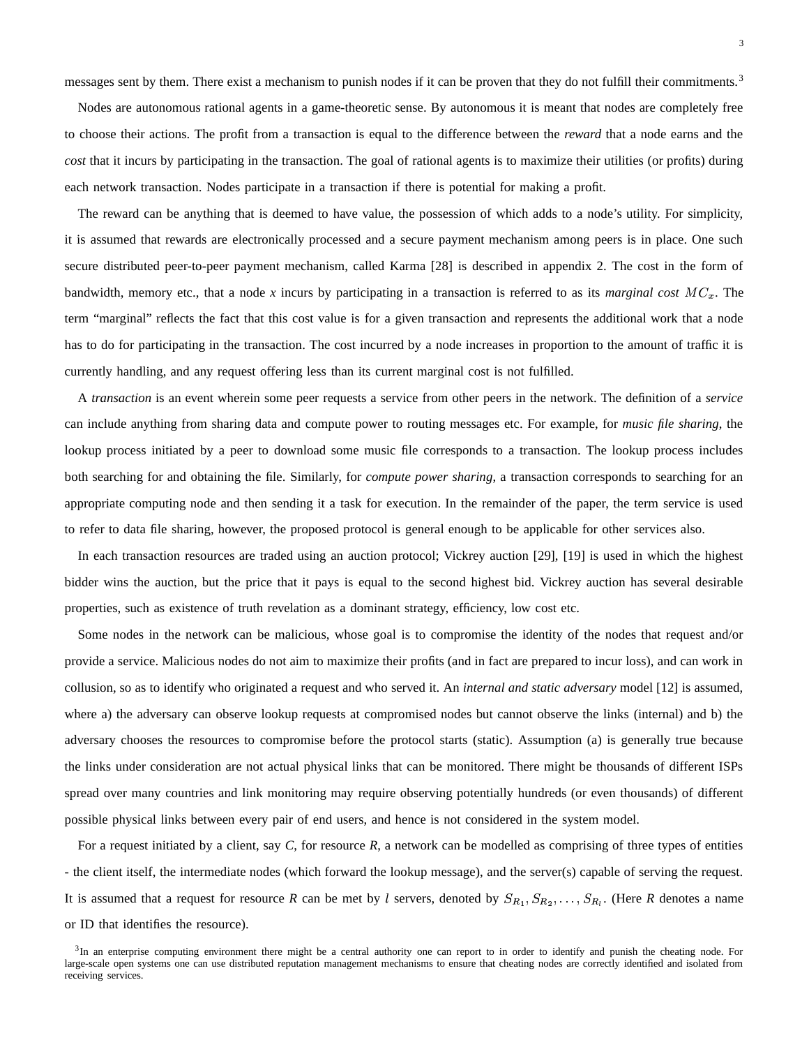messages sent by them. There exist a mechanism to punish nodes if it can be proven that they do not fulfill their commitments.[3]

Nodes are autonomous rational agents in a game-theoretic sense. By autonomous it is meant that nodes are completely free to choose their actions. The profit from a transaction is equal to the difference between the *reward* that a node earns and the *cost* that it incurs by participating in the transaction. The goal of rational agents is to maximize their utilities (or profits) during each network transaction. Nodes participate in a transaction if there is potential for making a profit.

The reward can be anything that is deemed to have value, the possession of which adds to a node's utility. For simplicity, it is assumed that rewards are electronically processed and a secure payment mechanism among peers is in place. One such secure distributed peer-to-peer payment mechanism, called Karma [28] is described in appendix 2. The cost in the form of bandwidth, memory etc., that a node *x* incurs by participating in a transaction is referred to as its *marginal cost* $MC_x$. The term "marginal" reflects the fact that this cost value is for a given transaction and represents the additional work that a node has to do for participating in the transaction. The cost incurred by a node increases in proportion to the amount of traffic it is currently handling, and any request offering less than its current marginal cost is not fulfilled.

A *transaction* is an event wherein some peer requests a service from other peers in the network. The definition of a *service* can include anything from sharing data and compute power to routing messages etc. For example, for *music file sharing*, the lookup process initiated by a peer to download some music file corresponds to a transaction. The lookup process includes both searching for and obtaining the file. Similarly, for *compute power sharing*, a transaction corresponds to searching for an appropriate computing node and then sending it a task for execution. In the remainder of the paper, the term service is used to refer to data file sharing, however, the proposed protocol is general enough to be applicable for other services also.

In each transaction resources are traded using an auction protocol; Vickrey auction [29], [19] is used in which the highest bidder wins the auction, but the price that it pays is equal to the second highest bid. Vickrey auction has several desirable properties, such as existence of truth revelation as a dominant strategy, efficiency, low cost etc.

Some nodes in the network can be malicious, whose goal is to compromise the identity of the nodes that request and/or provide a service. Malicious nodes do not aim to maximize their profits (and in fact are prepared to incur loss), and can work in collusion, so as to identify who originated a request and who served it. An *internal and static adversary* model [12] is assumed, where a) the adversary can observe lookup requests at compromised nodes but cannot observe the links (internal) and b) the adversary chooses the resources to compromise before the protocol starts (static). Assumption (a) is generally true because the links under consideration are not actual physical links that can be monitored. There might be thousands of different ISPs spread over many countries and link monitoring may require observing potentially hundreds (or even thousands) of different possible physical links between every pair of end users, and hence is not considered in the system model.

For a request initiated by a client, say *C*, for resource *R*, a network can be modelled as comprising of three types of entities - the client itself, the intermediate nodes (which forward the lookup message), and the server(s) capable of serving the request. It is assumed that a request for resource *R* can be met by $l$ servers, denoted by $S_{R_1}, S_{R_2}, \ldots, S_{R_l}$. (Here *R* denotes a name or ID that identifies the resource).

[3] In an enterprise computing environment there might be a central authority one can report to in order to identify and punish the cheating node. For large-scale open systems one can use distributed reputation management mechanisms to ensure that cheating nodes are correctly identified and isolated from receiving services.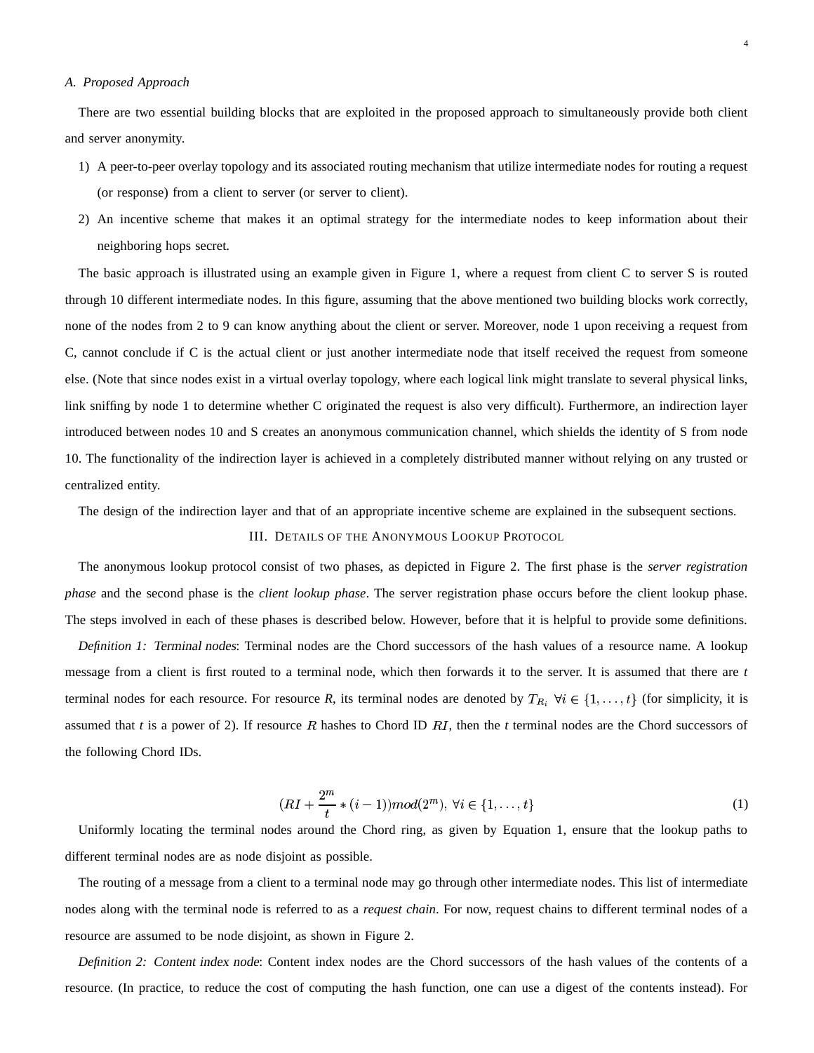### A. Proposed Approach

There are two essential building blocks that are exploited in the proposed approach to simultaneously provide both client and server anonymity.

1) A peer-to-peer overlay topology and its associated routing mechanism that utilize intermediate nodes for routing a request (or response) from a client to server (or server to client).
2) An incentive scheme that makes it an optimal strategy for the intermediate nodes to keep information about their neighboring hops secret.

The basic approach is illustrated using an example given in Figure 1, where a request from client C to server S is routed through 10 different intermediate nodes. In this figure, assuming that the above mentioned two building blocks work correctly, none of the nodes from 2 to 9 can know anything about the client or server. Moreover, node 1 upon receiving a request from C, cannot conclude if C is the actual client or just another intermediate node that itself received the request from someone else. (Note that since nodes exist in a virtual overlay topology, where each logical link might translate to several physical links, link sniffing by node 1 to determine whether C originated the request is also very difficult). Furthermore, an indirection layer introduced between nodes 10 and S creates an anonymous communication channel, which shields the identity of S from node 10. The functionality of the indirection layer is achieved in a completely distributed manner without relying on any trusted or centralized entity.

The design of the indirection layer and that of an appropriate incentive scheme are explained in the subsequent sections.

## III. Details of the Anonymous Lookup Protocol

The anonymous lookup protocol consist of two phases, as depicted in Figure 2. The first phase is the *server registration phase* and the second phase is the *client lookup phase*. The server registration phase occurs before the client lookup phase. The steps involved in each of these phases is described below. However, before that it is helpful to provide some definitions.

*Definition 1: Terminal nodes*: Terminal nodes are the Chord successors of the hash values of a resource name. A lookup message from a client is first routed to a terminal node, which then forwards it to the server. It is assumed that there are $t$ terminal nodes for each resource. For resource $R$, its terminal nodes are denoted by $T_{R_i}\ \forall i \in \{1, \ldots, t\}$ (for simplicity, it is assumed that $t$ is a power of 2). If resource $R$ hashes to Chord ID $RI$, then the $t$ terminal nodes are the Chord successors of the following Chord IDs.

$$(RI + \frac{2^m}{t} * (i-1)) mod(2^m),\ \forall i \in \{1, \ldots, t\} \tag{1}$$

Uniformly locating the terminal nodes around the Chord ring, as given by Equation 1, ensure that the lookup paths to different terminal nodes are as node disjoint as possible.

The routing of a message from a client to a terminal node may go through other intermediate nodes. This list of intermediate nodes along with the terminal node is referred to as a *request chain*. For now, request chains to different terminal nodes of a resource are assumed to be node disjoint, as shown in Figure 2.

*Definition 2: Content index node*: Content index nodes are the Chord successors of the hash values of the contents of a resource. (In practice, to reduce the cost of computing the hash function, one can use a digest of the contents instead). For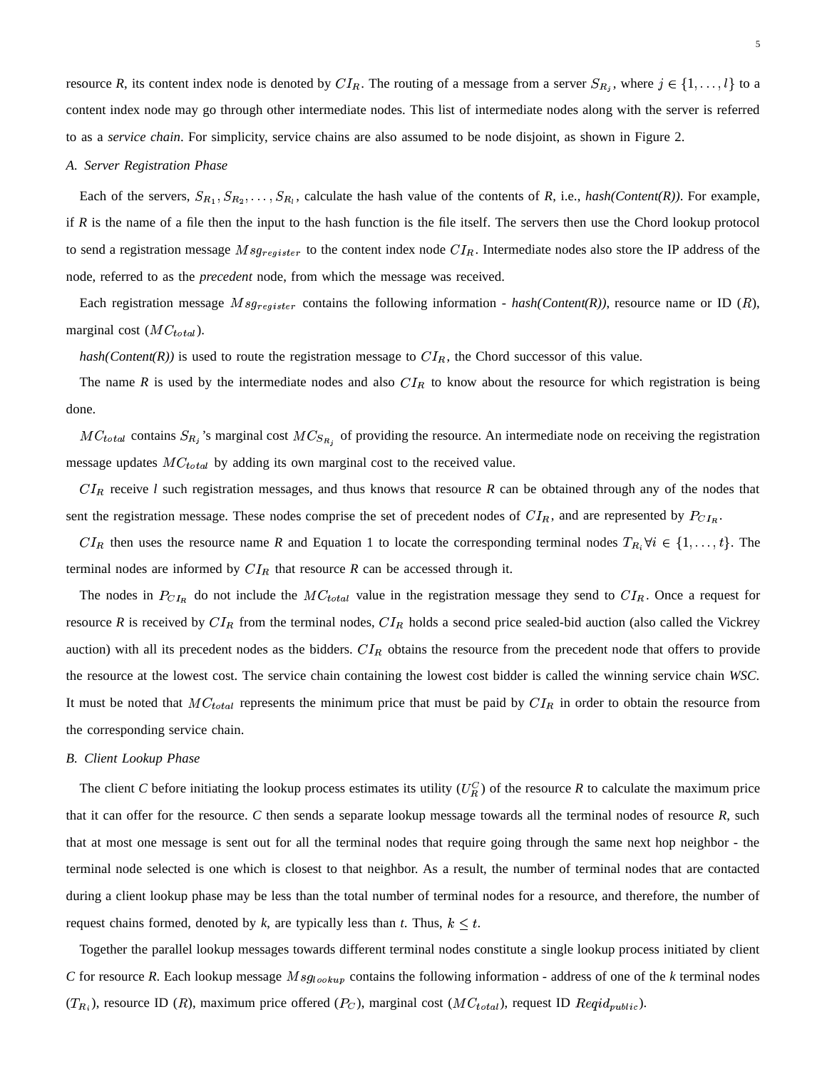resource *R*, its content index node is denoted by $CI_R$. The routing of a message from a server $S_{R_j}$, where $j \in \{1,\ldots,l\}$ to a content index node may go through other intermediate nodes. This list of intermediate nodes along with the server is referred to as a *service chain*. For simplicity, service chains are also assumed to be node disjoint, as shown in Figure 2.

### A. Server Registration Phase

Each of the servers, $S_{R_1}, S_{R_2}, \ldots, S_{R_l}$, calculate the hash value of the contents of *R*, i.e., *hash(Content(R))*. For example, if *R* is the name of a file then the input to the hash function is the file itself. The servers then use the Chord lookup protocol to send a registration message $Msg_{register}$ to the content index node $CI_R$. Intermediate nodes also store the IP address of the node, referred to as the *precedent* node, from which the message was received.

Each registration message $Msg_{register}$ contains the following information - *hash(Content(R))*, resource name or ID ($R$), marginal cost ($MC_{total}$).

*hash(Content(R))* is used to route the registration message to $CI_R$, the Chord successor of this value.

The name *R* is used by the intermediate nodes and also $CI_R$ to know about the resource for which registration is being done.

$MC_{total}$ contains $S_{R_j}$'s marginal cost $MC_{S_{R_j}}$ of providing the resource. An intermediate node on receiving the registration message updates $MC_{total}$ by adding its own marginal cost to the received value.

$CI_R$ receive *l* such registration messages, and thus knows that resource *R* can be obtained through any of the nodes that sent the registration message. These nodes comprise the set of precedent nodes of $CI_R$, and are represented by $P_{CI_R}$.

$CI_R$ then uses the resource name *R* and Equation 1 to locate the corresponding terminal nodes $T_{R_i} \forall i \in \{1,\ldots,t\}$. The terminal nodes are informed by $CI_R$ that resource *R* can be accessed through it.

The nodes in $P_{CI_R}$ do not include the $MC_{total}$ value in the registration message they send to $CI_R$. Once a request for resource *R* is received by $CI_R$ from the terminal nodes, $CI_R$ holds a second price sealed-bid auction (also called the Vickrey auction) with all its precedent nodes as the bidders. $CI_R$ obtains the resource from the precedent node that offers to provide the resource at the lowest cost. The service chain containing the lowest cost bidder is called the winning service chain *WSC*. It must be noted that $MC_{total}$ represents the minimum price that must be paid by $CI_R$ in order to obtain the resource from the corresponding service chain.

### B. Client Lookup Phase

The client *C* before initiating the lookup process estimates its utility ($U_R^C$) of the resource *R* to calculate the maximum price that it can offer for the resource. *C* then sends a separate lookup message towards all the terminal nodes of resource *R*, such that at most one message is sent out for all the terminal nodes that require going through the same next hop neighbor - the terminal node selected is one which is closest to that neighbor. As a result, the number of terminal nodes that are contacted during a client lookup phase may be less than the total number of terminal nodes for a resource, and therefore, the number of request chains formed, denoted by *k*, are typically less than *t*. Thus, $k \leq t$.

Together the parallel lookup messages towards different terminal nodes constitute a single lookup process initiated by client *C* for resource *R*. Each lookup message $Msg_{lookup}$ contains the following information - address of one of the *k* terminal nodes ($T_{R_i}$), resource ID ($R$), maximum price offered ($P_C$), marginal cost ($MC_{total}$), request ID $Reqid_{public}$).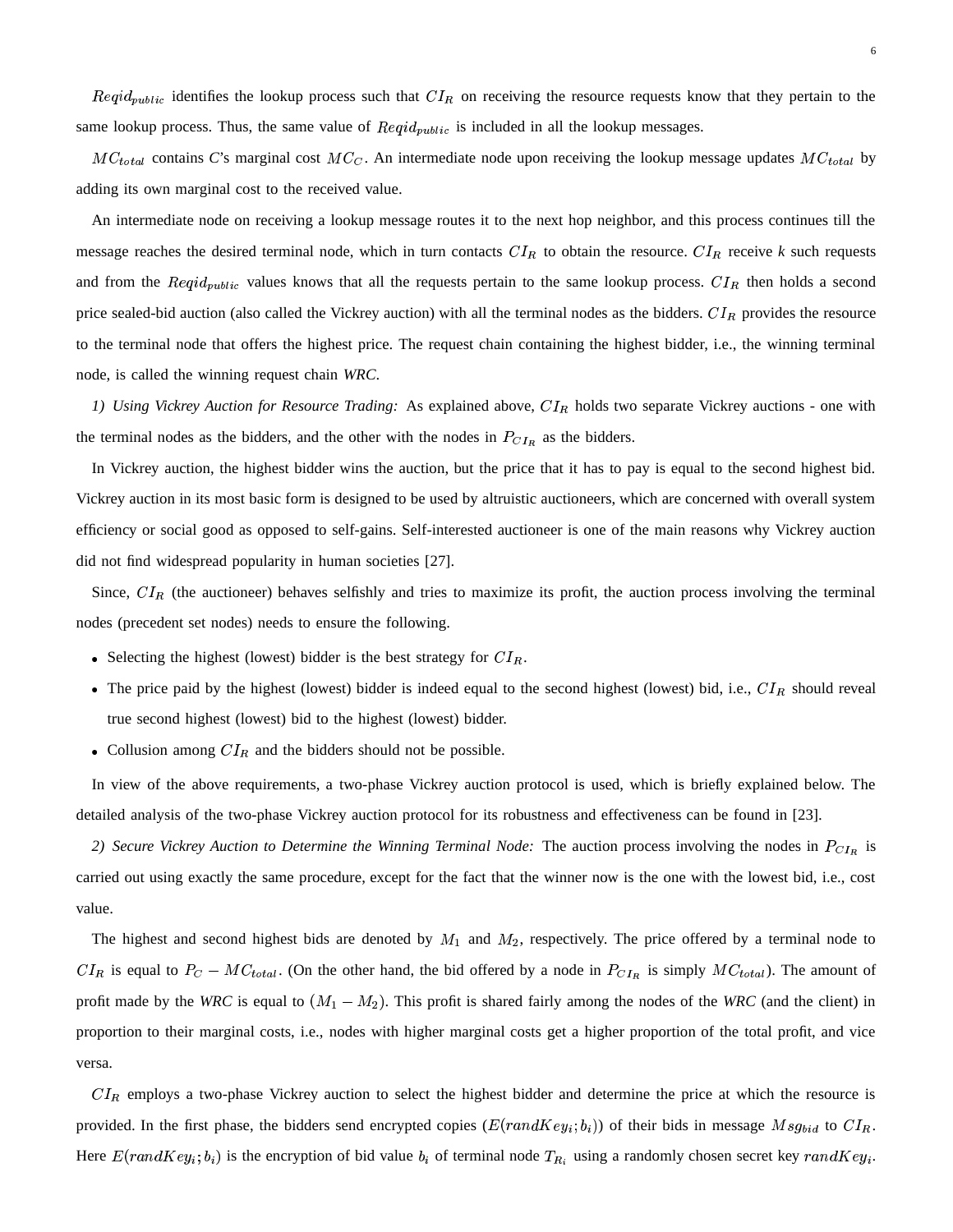$Reqid_{public}$ identifies the lookup process such that $CI_R$ on receiving the resource requests know that they pertain to the same lookup process. Thus, the same value of $Reqid_{public}$ is included in all the lookup messages.

$MC_{total}$ contains *C*'s marginal cost $MC_C$. An intermediate node upon receiving the lookup message updates $MC_{total}$ by adding its own marginal cost to the received value.

An intermediate node on receiving a lookup message routes it to the next hop neighbor, and this process continues till the message reaches the desired terminal node, which in turn contacts $CI_R$ to obtain the resource. $CI_R$ receive *k* such requests and from the $Reqid_{public}$ values knows that all the requests pertain to the same lookup process. $CI_R$ then holds a second price sealed-bid auction (also called the Vickrey auction) with all the terminal nodes as the bidders. $CI_R$ provides the resource to the terminal node that offers the highest price. The request chain containing the highest bidder, i.e., the winning terminal node, is called the winning request chain *WRC*.

*1) Using Vickrey Auction for Resource Trading:* As explained above, $CI_R$ holds two separate Vickrey auctions - one with the terminal nodes as the bidders, and the other with the nodes in $P_{CI_R}$ as the bidders.

In Vickrey auction, the highest bidder wins the auction, but the price that it has to pay is equal to the second highest bid. Vickrey auction in its most basic form is designed to be used by altruistic auctioneers, which are concerned with overall system efficiency or social good as opposed to self-gains. Self-interested auctioneer is one of the main reasons why Vickrey auction did not find widespread popularity in human societies [27].

Since, $CI_R$ (the auctioneer) behaves selfishly and tries to maximize its profit, the auction process involving the terminal nodes (precedent set nodes) needs to ensure the following.

- Selecting the highest (lowest) bidder is the best strategy for $CI_R$.
- The price paid by the highest (lowest) bidder is indeed equal to the second highest (lowest) bid, i.e., $CI_R$ should reveal true second highest (lowest) bid to the highest (lowest) bidder.
- Collusion among $CI_R$ and the bidders should not be possible.

In view of the above requirements, a two-phase Vickrey auction protocol is used, which is briefly explained below. The detailed analysis of the two-phase Vickrey auction protocol for its robustness and effectiveness can be found in [23].

*2) Secure Vickrey Auction to Determine the Winning Terminal Node:* The auction process involving the nodes in $P_{CI_R}$ is carried out using exactly the same procedure, except for the fact that the winner now is the one with the lowest bid, i.e., cost value.

The highest and second highest bids are denoted by $M_1$ and $M_2$, respectively. The price offered by a terminal node to $CI_R$ is equal to $P_C - MC_{total}$. (On the other hand, the bid offered by a node in $P_{CI_R}$ is simply $MC_{total}$). The amount of profit made by the *WRC* is equal to $(M_1 - M_2)$. This profit is shared fairly among the nodes of the *WRC* (and the client) in proportion to their marginal costs, i.e., nodes with higher marginal costs get a higher proportion of the total profit, and vice versa.

$CI_R$ employs a two-phase Vickrey auction to select the highest bidder and determine the price at which the resource is provided. In the first phase, the bidders send encrypted copies ($E(randKey_i; b_i)$) of their bids in message $Msg_{bid}$ to $CI_R$. Here $E(randKey_i; b_i)$ is the encryption of bid value $b_i$ of terminal node $T_{R_i}$ using a randomly chosen secret key $randKey_i$.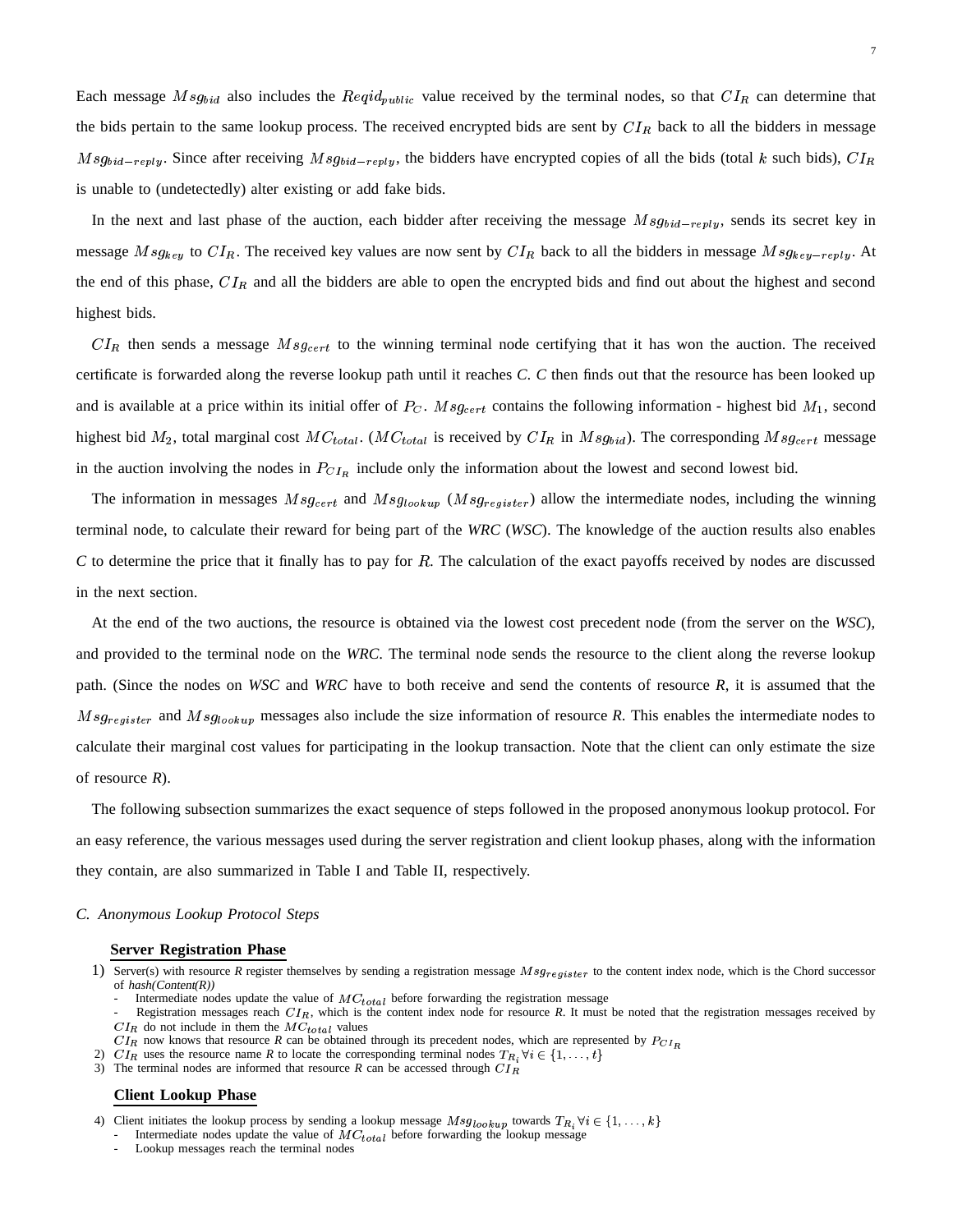Each message $Msg_{bid}$ also includes the $Reqid_{public}$ value received by the terminal nodes, so that $CI_R$ can determine that the bids pertain to the same lookup process. The received encrypted bids are sent by $CI_R$ back to all the bidders in message $Msg_{bid-reply}$. Since after receiving $Msg_{bid-reply}$, the bidders have encrypted copies of all the bids (total $k$ such bids), $CI_R$ is unable to (undetectedly) alter existing or add fake bids.

In the next and last phase of the auction, each bidder after receiving the message $Msg_{bid-reply}$, sends its secret key in message $Msg_{key}$ to $CI_R$. The received key values are now sent by $CI_R$ back to all the bidders in message $Msg_{key-reply}$. At the end of this phase, $CI_R$ and all the bidders are able to open the encrypted bids and find out about the highest and second highest bids.

$CI_R$ then sends a message $Msg_{cert}$ to the winning terminal node certifying that it has won the auction. The received certificate is forwarded along the reverse lookup path until it reaches *C*. *C* then finds out that the resource has been looked up and is available at a price within its initial offer of $P_C$. $Msg_{cert}$ contains the following information - highest bid $M_1$, second highest bid $M_2$, total marginal cost $MC_{total}$. ($MC_{total}$ is received by $CI_R$ in $Msg_{bid}$). The corresponding $Msg_{cert}$ message in the auction involving the nodes in $P_{CI_R}$ include only the information about the lowest and second lowest bid.

The information in messages $Msg_{cert}$ and $Msg_{lookup}$ ($Msg_{register}$) allow the intermediate nodes, including the winning terminal node, to calculate their reward for being part of the *WRC* (*WSC*). The knowledge of the auction results also enables *C* to determine the price that it finally has to pay for $R$. The calculation of the exact payoffs received by nodes are discussed in the next section.

At the end of the two auctions, the resource is obtained via the lowest cost precedent node (from the server on the *WSC*), and provided to the terminal node on the *WRC*. The terminal node sends the resource to the client along the reverse lookup path. (Since the nodes on *WSC* and *WRC* have to both receive and send the contents of resource *R*, it is assumed that the $Msg_{register}$ and $Msg_{lookup}$ messages also include the size information of resource *R*. This enables the intermediate nodes to calculate their marginal cost values for participating in the lookup transaction. Note that the client can only estimate the size of resource *R*).

The following subsection summarizes the exact sequence of steps followed in the proposed anonymous lookup protocol. For an easy reference, the various messages used during the server registration and client lookup phases, along with the information they contain, are also summarized in Table I and Table II, respectively.

### C. Anonymous Lookup Protocol Steps

**Server Registration Phase**

1) Server(s) with resource *R* register themselves by sending a registration message $Msg_{register}$ to the content index node, which is the Chord successor of *hash(Content(R))*
   - Intermediate nodes update the value of $MC_{total}$ before forwarding the registration message
   - Registration messages reach $CI_R$, which is the content index node for resource *R*. It must be noted that the registration messages received by $CI_R$ do not include in them the $MC_{total}$ values

   $CI_R$ now knows that resource *R* can be obtained through its precedent nodes, which are represented by $P_{CI_R}$
2) $CI_R$ uses the resource name *R* to locate the corresponding terminal nodes $T_{R_i} \forall i \in \{1, \ldots, t\}$
3) The terminal nodes are informed that resource *R* can be accessed through $CI_R$

**Client Lookup Phase**

4) Client initiates the lookup process by sending a lookup message $Msg_{lookup}$ towards $T_{R_i} \forall i \in \{1, \ldots, k\}$
   - Intermediate nodes update the value of $MC_{total}$ before forwarding the lookup message
   - Lookup messages reach the terminal nodes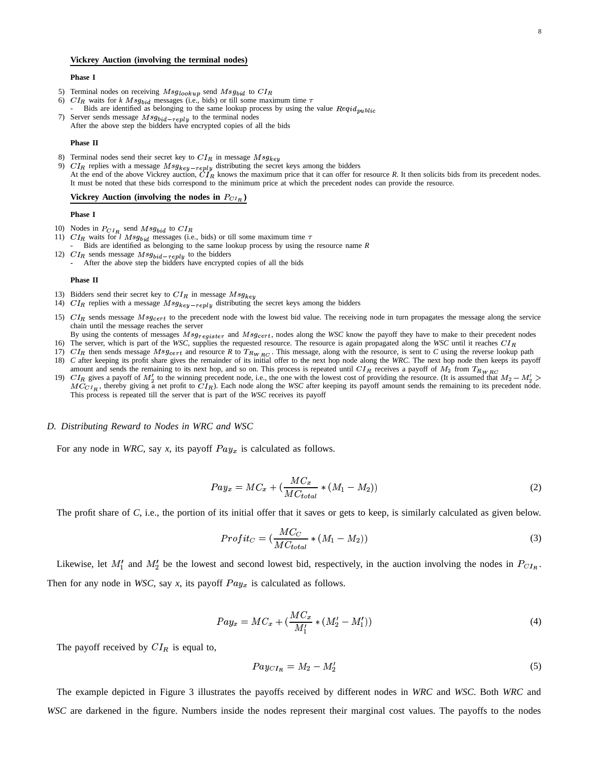**Vickrey Auction (involving the terminal nodes)**

**Phase I**

5) Terminal nodes on receiving $Msg_{lookup}$ send $Msg_{bid}$ to $CI_R$
6) $CI_R$ waits for *k* $Msg_{bid}$ messages (i.e., bids) or till some maximum time $\tau$
   - Bids are identified as belonging to the same lookup process by using the value $Reqid_{public}$
7) Server sends message $Msg_{bid-reply}$ to the terminal nodes
   After the above step the bidders have encrypted copies of all the bids

**Phase II**

8) Terminal nodes send their secret key to $CI_R$ in message $Msg_{key}$
9) $CI_R$ replies with a message $Msg_{key-reply}$ distributing the secret keys among the bidders
   At the end of the above Vickrey auction, $CI_R$ knows the maximum price that it can offer for resource *R*. It then solicits bids from its precedent nodes. It must be noted that these bids correspond to the minimum price at which the precedent nodes can provide the resource.

**Vickrey Auction (involving the nodes in $P_{CI_R}$)**

**Phase I**

10) Nodes in $P_{CI_R}$ send $Msg_{bid}$ to $CI_R$
11) $CI_R$ waits for *l* $Msg_{bid}$ messages (i.e., bids) or till some maximum time $\tau$
    - Bids are identified as belonging to the same lookup process by using the resource name *R*
12) $CI_R$ sends message $Msg_{bid-reply}$ to the bidders
    - After the above step the bidders have encrypted copies of all the bids

**Phase II**

13) Bidders send their secret key to $CI_R$ in message $Msg_{key}$
14) $CI_R$ replies with a message $Msg_{key-reply}$ distributing the secret keys among the bidders
15) $CI_R$ sends message $Msg_{cert}$ to the precedent node with the lowest bid value. The receiving node in turn propagates the message along the service chain until the message reaches the server
    By using the contents of messages $Msg_{register}$ and $Msg_{cert}$, nodes along the *WSC* know the payoff they have to make to their precedent nodes
16) The server, which is part of the *WSC*, supplies the requested resource. The resource is again propagated along the *WSC* until it reaches $CI_R$
17) $CI_R$ then sends message $Msg_{cert}$ and resource *R* to $T_{R_{WRC}}$. This message, along with the resource, is sent to *C* using the reverse lookup path
18) *C* after keeping its profit share gives the remainder of its initial offer to the next hop node along the *WRC*. The next hop node then keeps its payoff amount and sends the remaining to its next hop, and so on. This process is repeated until $CI_R$ receives a payoff of $M_2$ from $T_{R_{WRC}}$
19) $CI_R$ gives a payoff of $M_2'$ to the winning precedent node, i.e., the one with the lowest cost of providing the resource. (It is assumed that $M_2 - M_2' > MC_{CI_R}$, thereby giving a net profit to $CI_R$). Each node along the *WSC* after keeping its payoff amount sends the remaining to its precedent node. This process is repeated till the server that is part of the *WSC* receives its payoff

### D. Distributing Reward to Nodes in WRC and WSC

For any node in *WRC*, say *x*, its payoff $Pay_x$ is calculated as follows.

$$Pay_x = MC_x + (\frac{MC_x}{MC_{total}} * (M_1 - M_2)) \tag{2}$$

The profit share of *C*, i.e., the portion of its initial offer that it saves or gets to keep, is similarly calculated as given below.

$$Profit_C = (\frac{MC_C}{MC_{total}} * (M_1 - M_2)) \tag{3}$$

Likewise, let $M_1'$ and $M_2'$ be the lowest and second lowest bid, respectively, in the auction involving the nodes in $P_{CI_R}$. Then for any node in *WSC*, say *x*, its payoff $Pay_x$ is calculated as follows.

$$Pay_x = MC_x + (\frac{MC_x}{M_1'} * (M_2' - M_1')) \tag{4}$$

The payoff received by $CI_R$ is equal to,

$$Pay_{CI_R} = M_2 - M_2' \tag{5}$$

The example depicted in Figure 3 illustrates the payoffs received by different nodes in *WRC* and *WSC*. Both *WRC* and *WSC* are darkened in the figure. Numbers inside the nodes represent their marginal cost values. The payoffs to the nodes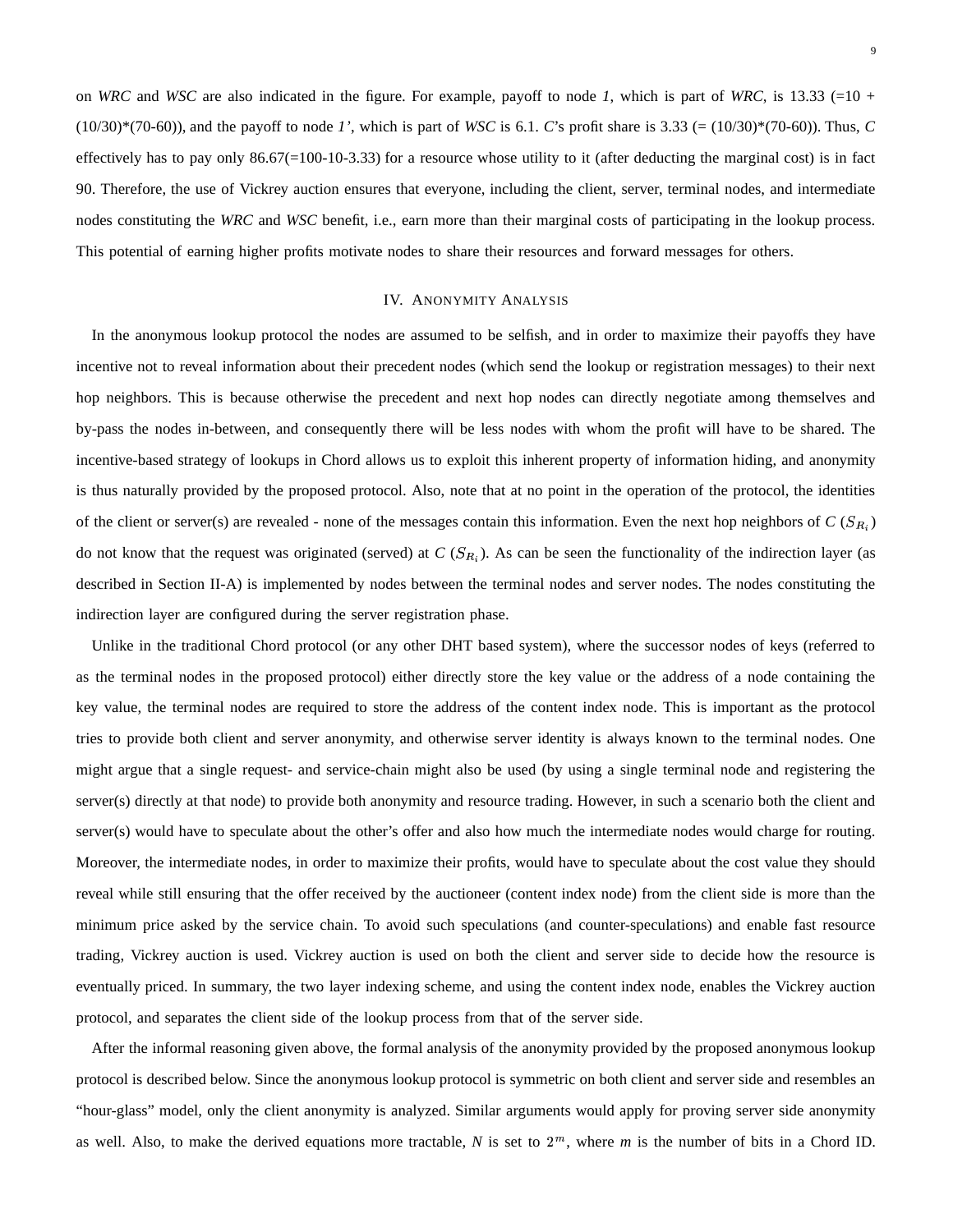on *WRC* and *WSC* are also indicated in the figure. For example, payoff to node *1*, which is part of *WRC*, is 13.33 (=10 + (10/30)*(70-60)), and the payoff to node *1'*, which is part of *WSC* is 6.1. *C*'s profit share is 3.33 (= (10/30)*(70-60)). Thus, *C* effectively has to pay only 86.67(=100-10-3.33) for a resource whose utility to it (after deducting the marginal cost) is in fact 90. Therefore, the use of Vickrey auction ensures that everyone, including the client, server, terminal nodes, and intermediate nodes constituting the *WRC* and *WSC* benefit, i.e., earn more than their marginal costs of participating in the lookup process. This potential of earning higher profits motivate nodes to share their resources and forward messages for others.

## IV. Anonymity Analysis

In the anonymous lookup protocol the nodes are assumed to be selfish, and in order to maximize their payoffs they have incentive not to reveal information about their precedent nodes (which send the lookup or registration messages) to their next hop neighbors. This is because otherwise the precedent and next hop nodes can directly negotiate among themselves and by-pass the nodes in-between, and consequently there will be less nodes with whom the profit will have to be shared. The incentive-based strategy of lookups in Chord allows us to exploit this inherent property of information hiding, and anonymity is thus naturally provided by the proposed protocol. Also, note that at no point in the operation of the protocol, the identities of the client or server(s) are revealed - none of the messages contain this information. Even the next hop neighbors of *C* ($S_{R_i}$) do not know that the request was originated (served) at *C* ($S_{R_i}$). As can be seen the functionality of the indirection layer (as described in Section II-A) is implemented by nodes between the terminal nodes and server nodes. The nodes constituting the indirection layer are configured during the server registration phase.

Unlike in the traditional Chord protocol (or any other DHT based system), where the successor nodes of keys (referred to as the terminal nodes in the proposed protocol) either directly store the key value or the address of a node containing the key value, the terminal nodes are required to store the address of the content index node. This is important as the protocol tries to provide both client and server anonymity, and otherwise server identity is always known to the terminal nodes. One might argue that a single request- and service-chain might also be used (by using a single terminal node and registering the server(s) directly at that node) to provide both anonymity and resource trading. However, in such a scenario both the client and server(s) would have to speculate about the other's offer and also how much the intermediate nodes would charge for routing. Moreover, the intermediate nodes, in order to maximize their profits, would have to speculate about the cost value they should reveal while still ensuring that the offer received by the auctioneer (content index node) from the client side is more than the minimum price asked by the service chain. To avoid such speculations (and counter-speculations) and enable fast resource trading, Vickrey auction is used. Vickrey auction is used on both the client and server side to decide how the resource is eventually priced. In summary, the two layer indexing scheme, and using the content index node, enables the Vickrey auction protocol, and separates the client side of the lookup process from that of the server side.

After the informal reasoning given above, the formal analysis of the anonymity provided by the proposed anonymous lookup protocol is described below. Since the anonymous lookup protocol is symmetric on both client and server side and resembles an "hour-glass" model, only the client anonymity is analyzed. Similar arguments would apply for proving server side anonymity as well. Also, to make the derived equations more tractable, *N* is set to $2^m$, where *m* is the number of bits in a Chord ID.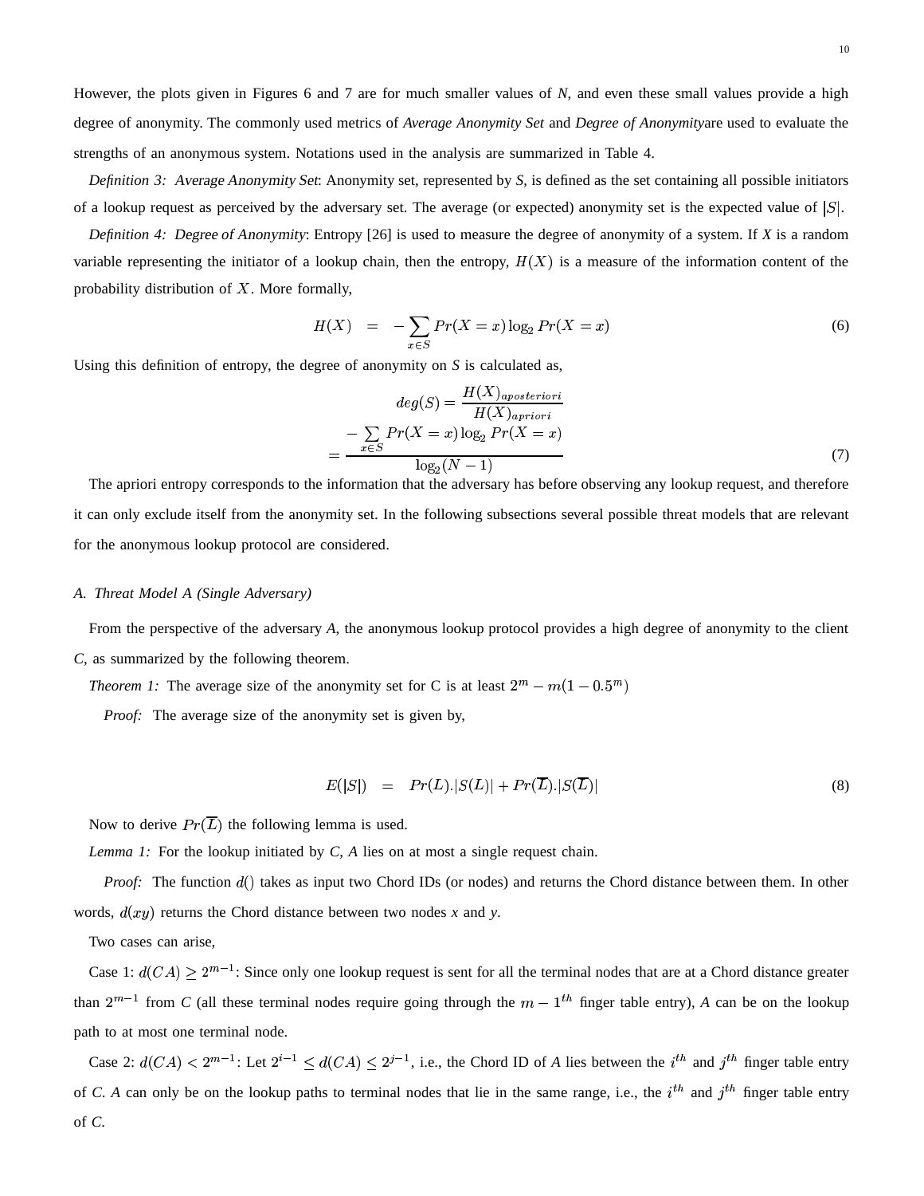However, the plots given in Figures 6 and 7 are for much smaller values of *N*, and even these small values provide a high degree of anonymity. The commonly used metrics of *Average Anonymity Set* and *Degree of Anonymity*are used to evaluate the strengths of an anonymous system. Notations used in the analysis are summarized in Table 4.

*Definition 3: Average Anonymity Set*: Anonymity set, represented by *S*, is defined as the set containing all possible initiators of a lookup request as perceived by the adversary set. The average (or expected) anonymity set is the expected value of $|S|$.

*Definition 4: Degree of Anonymity*: Entropy [26] is used to measure the degree of anonymity of a system. If *X* is a random variable representing the initiator of a lookup chain, then the entropy, $H(X)$ is a measure of the information content of the probability distribution of $X$. More formally,

$$H(X) \quad = \quad -\sum_{x \in S} Pr(X=x) \log_2 Pr(X=x) \tag{6}$$

Using this definition of entropy, the degree of anonymity on *S* is calculated as,

$$deg(S) = \frac{H(X)_{aposteriori}}{H(X)_{apriori}}$$
$$= \frac{-\sum_{x \in S} Pr(X=x) \log_2 Pr(X=x)}{\log_2 (N-1)} \tag{7}$$

The apriori entropy corresponds to the information that the adversary has before observing any lookup request, and therefore it can only exclude itself from the anonymity set. In the following subsections several possible threat models that are relevant for the anonymous lookup protocol are considered.

### A. Threat Model A (Single Adversary)

From the perspective of the adversary *A*, the anonymous lookup protocol provides a high degree of anonymity to the client *C*, as summarized by the following theorem.

*Theorem 1:* The average size of the anonymity set for C is at least $2^m - m(1 - 0.5^m)$

*Proof:* The average size of the anonymity set is given by,

$$E(|S|) \quad = \quad Pr(L).|S(L)| + Pr(\overline{L}).|S(\overline{L})| \tag{8}$$

Now to derive $Pr(\overline{L})$ the following lemma is used.

*Lemma 1:* For the lookup initiated by *C*, *A* lies on at most a single request chain.

*Proof:* The function $d()$ takes as input two Chord IDs (or nodes) and returns the Chord distance between them. In other words, $d(xy)$ returns the Chord distance between two nodes *x* and *y*.

Two cases can arise,

Case 1: $d(CA) \geq 2^{m-1}$: Since only one lookup request is sent for all the terminal nodes that are at a Chord distance greater than $2^{m-1}$ from *C* (all these terminal nodes require going through the $m-1^{th}$ finger table entry), *A* can be on the lookup path to at most one terminal node.

Case 2: $d(CA) < 2^{m-1}$: Let $2^{i-1} \leq d(CA) \leq 2^{j-1}$, i.e., the Chord ID of *A* lies between the $i^{th}$ and $j^{th}$ finger table entry of *C*. *A* can only be on the lookup paths to terminal nodes that lie in the same range, i.e., the $i^{th}$ and $j^{th}$ finger table entry of *C*.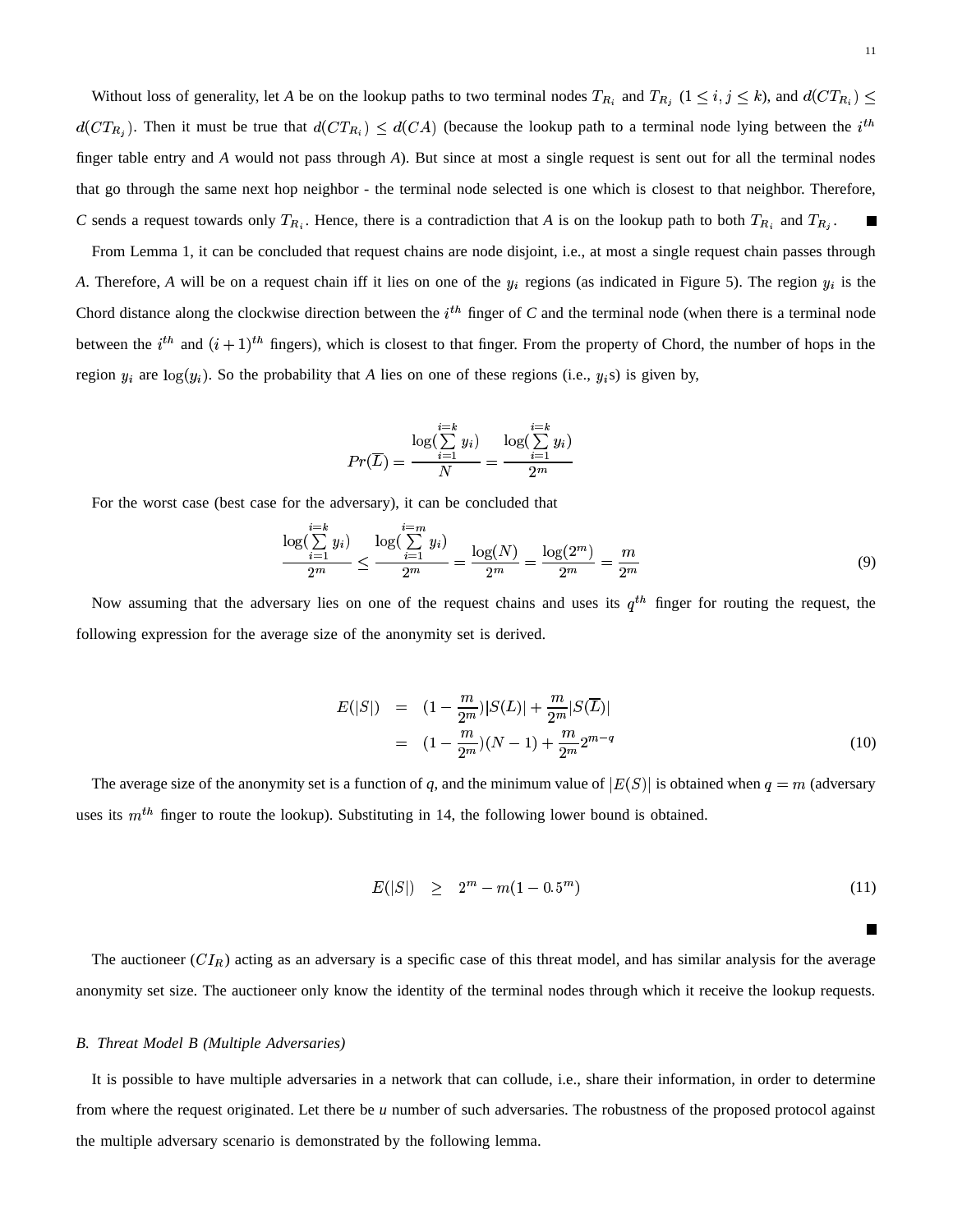Without loss of generality, let *A* be on the lookup paths to two terminal nodes $T_{R_i}$ and $T_{R_j}$ $(1 \leq i, j \leq k)$, and $d(CT_{R_i}) \leq d(CT_{R_j})$. Then it must be true that $d(CT_{R_i}) \leq d(CA)$ (because the lookup path to a terminal node lying between the $i^{th}$ finger table entry and *A* would not pass through *A*). But since at most a single request is sent out for all the terminal nodes that go through the same next hop neighbor - the terminal node selected is one which is closest to that neighbor. Therefore, *C* sends a request towards only $T_{R_i}$. Hence, there is a contradiction that *A* is on the lookup path to both $T_{R_i}$ and $T_{R_j}$. ■

From Lemma 1, it can be concluded that request chains are node disjoint, i.e., at most a single request chain passes through *A*. Therefore, *A* will be on a request chain iff it lies on one of the $y_i$ regions (as indicated in Figure 5). The region $y_i$ is the Chord distance along the clockwise direction between the $i^{th}$ finger of *C* and the terminal node (when there is a terminal node between the $i^{th}$ and $(i+1)^{th}$ fingers), which is closest to that finger. From the property of Chord, the number of hops in the region $y_i$ are $\log(y_i)$. So the probability that *A* lies on one of these regions (i.e., $y_i$s) is given by,

$$Pr(\overline{L}) = \frac{\log(\sum_{i=1}^{i=k} y_i)}{N} = \frac{\log(\sum_{i=1}^{i=k} y_i)}{2^m}$$

For the worst case (best case for the adversary), it can be concluded that

$$\frac{\log(\sum_{i=1}^{i=k} y_i)}{2^m} \leq \frac{\log(\sum_{i=1}^{i=m} y_i)}{2^m} = \frac{\log(N)}{2^m} = \frac{\log(2^m)}{2^m} = \frac{m}{2^m} \tag{9}$$

Now assuming that the adversary lies on one of the request chains and uses its $q^{th}$ finger for routing the request, the following expression for the average size of the anonymity set is derived.

$$\begin{aligned} E(|S|) &= (1 - \frac{m}{2^m})|S(L)| + \frac{m}{2^m}|S(\overline{L})| \\ &= (1 - \frac{m}{2^m})(N-1) + \frac{m}{2^m}2^{m-q} \end{aligned} \tag{10}$$

The average size of the anonymity set is a function of *q*, and the minimum value of $|E(S)|$ is obtained when $q = m$ (adversary uses its $m^{th}$ finger to route the lookup). Substituting in 14, the following lower bound is obtained.

$$E(|S|) \quad \geq \quad 2^m - m(1 - 0.5^m) \tag{11}$$

■

The auctioneer ($CI_R$) acting as an adversary is a specific case of this threat model, and has similar analysis for the average anonymity set size. The auctioneer only know the identity of the terminal nodes through which it receive the lookup requests.

### B. Threat Model B (Multiple Adversaries)

It is possible to have multiple adversaries in a network that can collude, i.e., share their information, in order to determine from where the request originated. Let there be *u* number of such adversaries. The robustness of the proposed protocol against the multiple adversary scenario is demonstrated by the following lemma.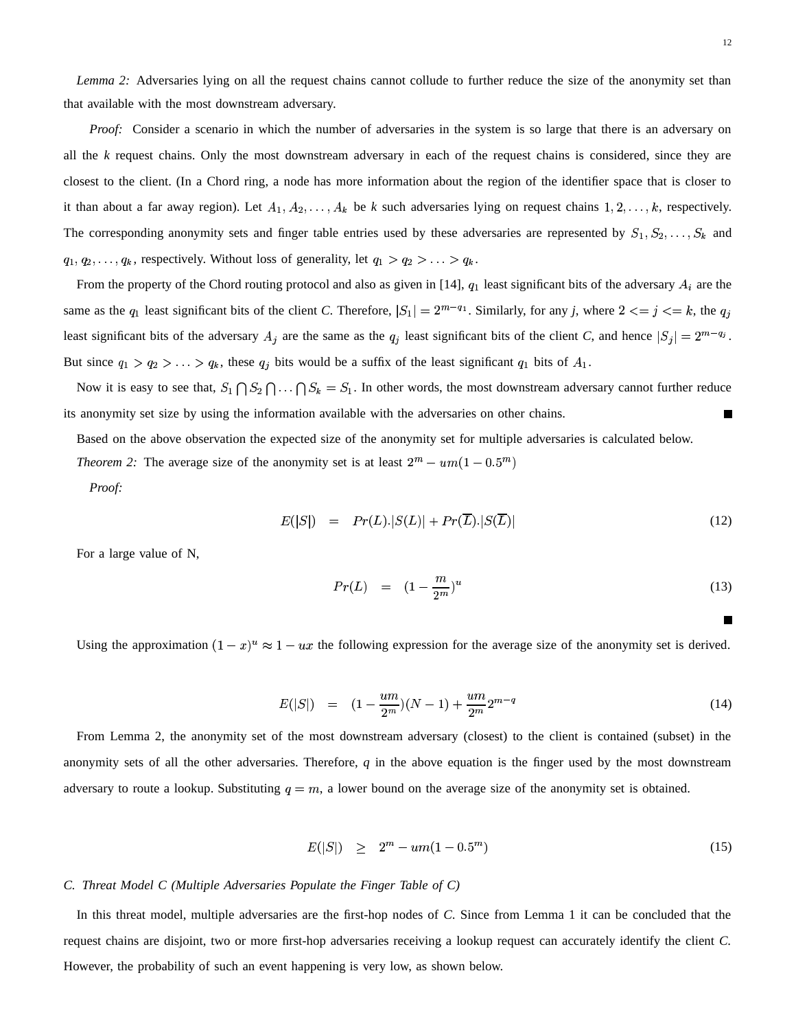*Lemma 2:* Adversaries lying on all the request chains cannot collude to further reduce the size of the anonymity set than that available with the most downstream adversary.

*Proof:* Consider a scenario in which the number of adversaries in the system is so large that there is an adversary on all the *k* request chains. Only the most downstream adversary in each of the request chains is considered, since they are closest to the client. (In a Chord ring, a node has more information about the region of the identifier space that is closer to it than about a far away region). Let $A_1, A_2, \ldots, A_k$ be *k* such adversaries lying on request chains $1, 2, \ldots, k$, respectively. The corresponding anonymity sets and finger table entries used by these adversaries are represented by $S_1, S_2, \ldots, S_k$ and $q_1, q_2, \ldots, q_k$, respectively. Without loss of generality, let $q_1 > q_2 > \ldots > q_k$.

From the property of the Chord routing protocol and also as given in [14], $q_1$ least significant bits of the adversary $A_i$ are the same as the $q_1$ least significant bits of the client *C*. Therefore, $|S_1| = 2^{m-q_1}$. Similarly, for any *j*, where $2 <= j <= k$, the $q_j$ least significant bits of the adversary $A_j$ are the same as the $q_j$ least significant bits of the client *C*, and hence $|S_j| = 2^{m-q_j}$. But since $q_1 > q_2 > \ldots > q_k$, these $q_j$ bits would be a suffix of the least significant $q_1$ bits of $A_1$.

Now it is easy to see that, $S_1 \bigcap S_2 \bigcap \ldots \bigcap S_k = S_1$. In other words, the most downstream adversary cannot further reduce its anonymity set size by using the information available with the adversaries on other chains. ■

Based on the above observation the expected size of the anonymity set for multiple adversaries is calculated below.

*Theorem 2:* The average size of the anonymity set is at least $2^m - um(1 - 0.5^m)$

*Proof:*

$$E(|S|) = Pr(L).|S(L)| + Pr(\overline{L}).|S(\overline{L})| \tag{12}$$

For a large value of N,

$$Pr(L) = (1 - \frac{m}{2^m})^u \tag{13}$$

■

Using the approximation $(1-x)^u \approx 1 - ux$ the following expression for the average size of the anonymity set is derived.

$$E(|S|) = (1 - \frac{um}{2^m})(N-1) + \frac{um}{2^m}2^{m-q} \tag{14}$$

From Lemma 2, the anonymity set of the most downstream adversary (closest) to the client is contained (subset) in the anonymity sets of all the other adversaries. Therefore, *q* in the above equation is the finger used by the most downstream adversary to route a lookup. Substituting $q = m$, a lower bound on the average size of the anonymity set is obtained.

$$E(|S|) \geq 2^m - um(1 - 0.5^m) \tag{15}$$

### *C. Threat Model C (Multiple Adversaries Populate the Finger Table of C)*

In this threat model, multiple adversaries are the first-hop nodes of *C*. Since from Lemma 1 it can be concluded that the request chains are disjoint, two or more first-hop adversaries receiving a lookup request can accurately identify the client *C*. However, the probability of such an event happening is very low, as shown below.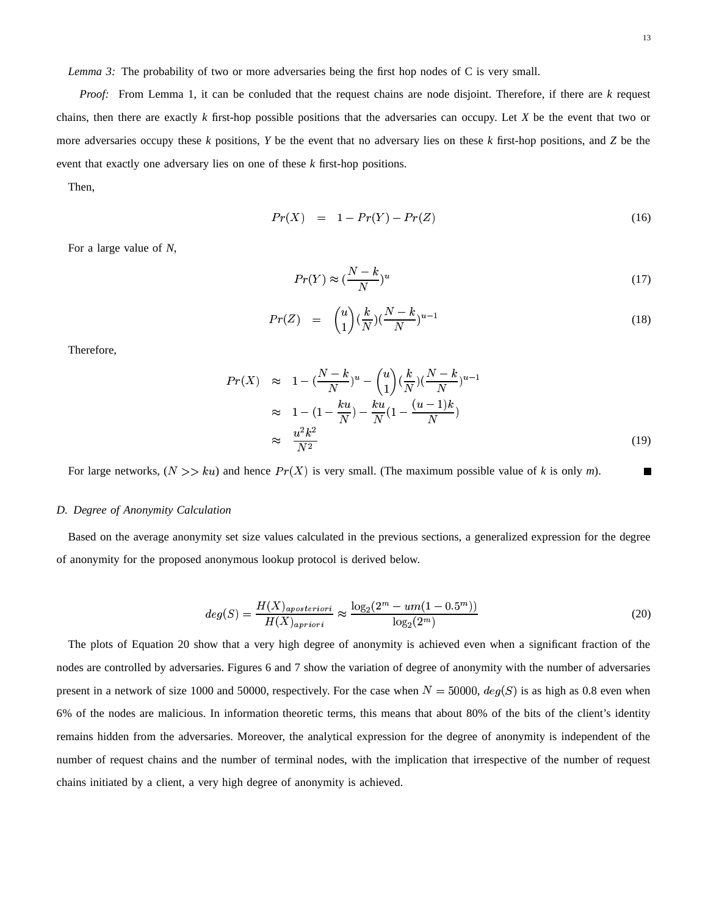*Lemma 3:* The probability of two or more adversaries being the first hop nodes of C is very small.

*Proof:* From Lemma 1, it can be conluded that the request chains are node disjoint. Therefore, if there are $k$ request chains, then there are exactly $k$ first-hop possible positions that the adversaries can occupy. Let $X$ be the event that two or more adversaries occupy these $k$ positions, $Y$ be the event that no adversary lies on these $k$ first-hop positions, and $Z$ be the event that exactly one adversary lies on one of these $k$ first-hop positions.

Then,

$$Pr(X) = 1 - Pr(Y) - Pr(Z) \tag{16}$$

For a large value of $N$,

$$Pr(Y) \approx (\frac{N-k}{N})^u \tag{17}$$

$$Pr(Z) = \binom{u}{1}(\frac{k}{N})(\frac{N-k}{N})^{u-1} \tag{18}$$

Therefore,

$$\begin{aligned} Pr(X) &\approx 1 - (\frac{N-k}{N})^u - \binom{u}{1}(\frac{k}{N})(\frac{N-k}{N})^{u-1} \\ &\approx 1 - (1 - \frac{ku}{N}) - \frac{ku}{N}(1 - \frac{(u-1)k}{N}) \\ &\approx \frac{u^2k^2}{N^2} \end{aligned} \tag{19}$$

For large networks, ($N >> ku$) and hence $Pr(X)$ is very small. (The maximum possible value of $k$ is only $m$). ■

### D. Degree of Anonymity Calculation

Based on the average anonymity set size values calculated in the previous sections, a generalized expression for the degree of anonymity for the proposed anonymous lookup protocol is derived below.

$$deg(S) = \frac{H(X)_{aposteriori}}{H(X)_{apriori}} \approx \frac{\log_2(2^m - um(1 - 0.5^m))}{\log_2(2^m)} \tag{20}$$

The plots of Equation 20 show that a very high degree of anonymity is achieved even when a significant fraction of the nodes are controlled by adversaries. Figures 6 and 7 show the variation of degree of anonymity with the number of adversaries present in a network of size 1000 and 50000, respectively. For the case when $N = 50000$, $deg(S)$ is as high as 0.8 even when 6% of the nodes are malicious. In information theoretic terms, this means that about 80% of the bits of the client's identity remains hidden from the adversaries. Moreover, the analytical expression for the degree of anonymity is independent of the number of request chains and the number of terminal nodes, with the implication that irrespective of the number of request chains initiated by a client, a very high degree of anonymity is achieved.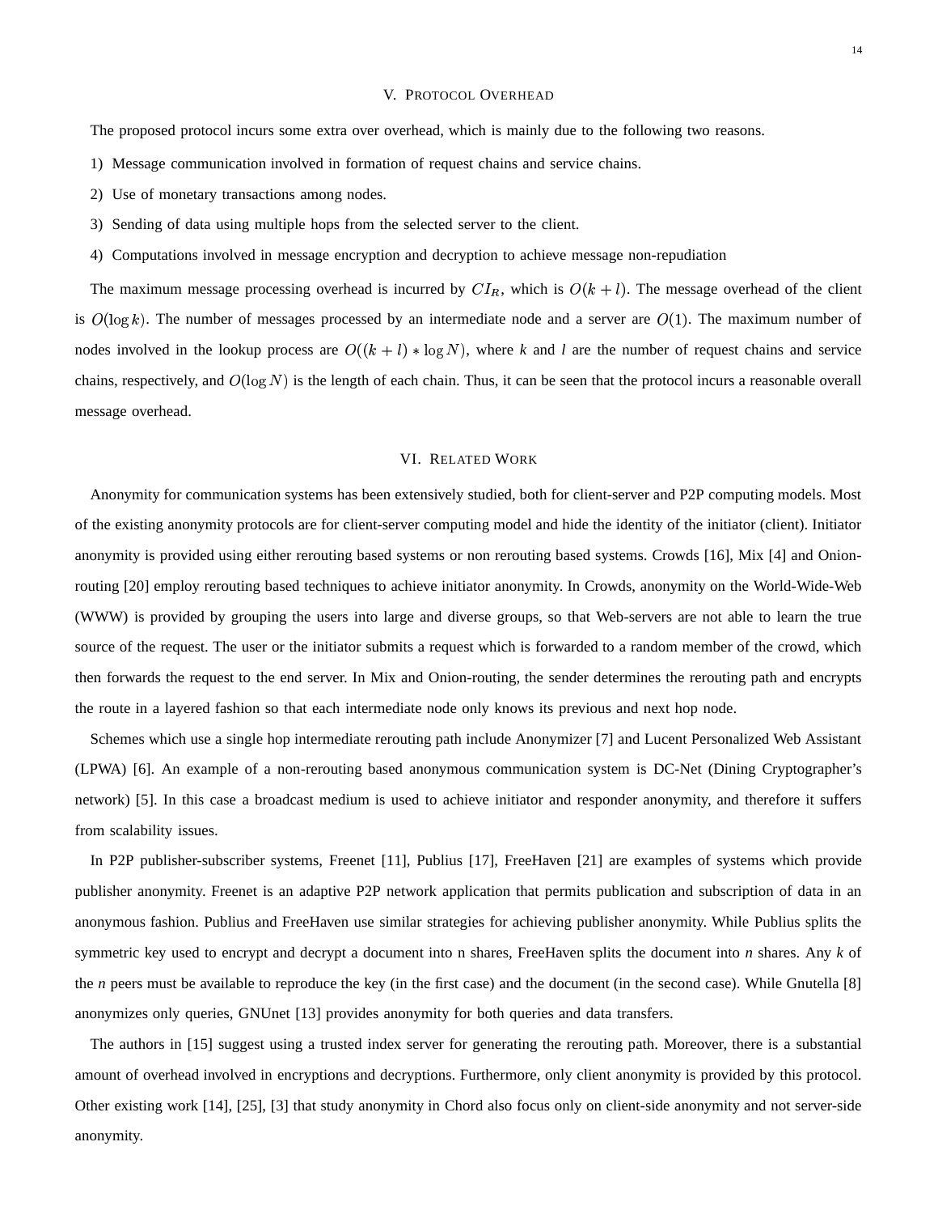## V. Protocol Overhead

The proposed protocol incurs some extra over overhead, which is mainly due to the following two reasons.

1) Message communication involved in formation of request chains and service chains.
2) Use of monetary transactions among nodes.
3) Sending of data using multiple hops from the selected server to the client.
4) Computations involved in message encryption and decryption to achieve message non-repudiation

The maximum message processing overhead is incurred by $CI_R$, which is $O(k+l)$. The message overhead of the client is $O(\log k)$. The number of messages processed by an intermediate node and a server are $O(1)$. The maximum number of nodes involved in the lookup process are $O((k+l) * \log N)$, where *k* and *l* are the number of request chains and service chains, respectively, and $O(\log N)$ is the length of each chain. Thus, it can be seen that the protocol incurs a reasonable overall message overhead.

## VI. Related Work

Anonymity for communication systems has been extensively studied, both for client-server and P2P computing models. Most of the existing anonymity protocols are for client-server computing model and hide the identity of the initiator (client). Initiator anonymity is provided using either rerouting based systems or non rerouting based systems. Crowds [16], Mix [4] and Onion-routing [20] employ rerouting based techniques to achieve initiator anonymity. In Crowds, anonymity on the World-Wide-Web (WWW) is provided by grouping the users into large and diverse groups, so that Web-servers are not able to learn the true source of the request. The user or the initiator submits a request which is forwarded to a random member of the crowd, which then forwards the request to the end server. In Mix and Onion-routing, the sender determines the rerouting path and encrypts the route in a layered fashion so that each intermediate node only knows its previous and next hop node.

Schemes which use a single hop intermediate rerouting path include Anonymizer [7] and Lucent Personalized Web Assistant (LPWA) [6]. An example of a non-rerouting based anonymous communication system is DC-Net (Dining Cryptographer's network) [5]. In this case a broadcast medium is used to achieve initiator and responder anonymity, and therefore it suffers from scalability issues.

In P2P publisher-subscriber systems, Freenet [11], Publius [17], FreeHaven [21] are examples of systems which provide publisher anonymity. Freenet is an adaptive P2P network application that permits publication and subscription of data in an anonymous fashion. Publius and FreeHaven use similar strategies for achieving publisher anonymity. While Publius splits the symmetric key used to encrypt and decrypt a document into n shares, FreeHaven splits the document into *n* shares. Any *k* of the *n* peers must be available to reproduce the key (in the first case) and the document (in the second case). While Gnutella [8] anonymizes only queries, GNUnet [13] provides anonymity for both queries and data transfers.

The authors in [15] suggest using a trusted index server for generating the rerouting path. Moreover, there is a substantial amount of overhead involved in encryptions and decryptions. Furthermore, only client anonymity is provided by this protocol. Other existing work [14], [25], [3] that study anonymity in Chord also focus only on client-side anonymity and not server-side anonymity.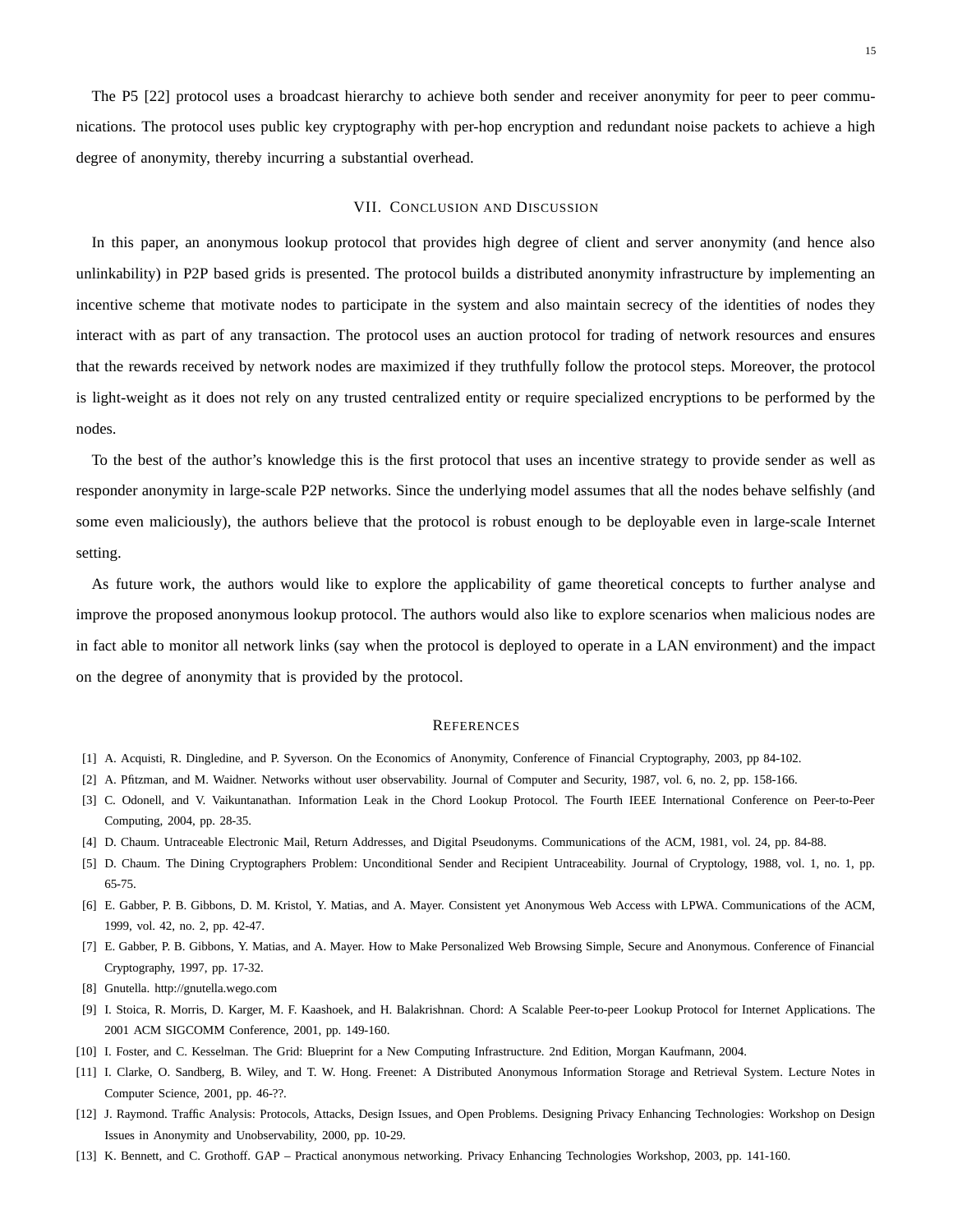The P5 [22] protocol uses a broadcast hierarchy to achieve both sender and receiver anonymity for peer to peer communications. The protocol uses public key cryptography with per-hop encryption and redundant noise packets to achieve a high degree of anonymity, thereby incurring a substantial overhead.

## VII. Conclusion and Discussion

In this paper, an anonymous lookup protocol that provides high degree of client and server anonymity (and hence also unlinkability) in P2P based grids is presented. The protocol builds a distributed anonymity infrastructure by implementing an incentive scheme that motivate nodes to participate in the system and also maintain secrecy of the identities of nodes they interact with as part of any transaction. The protocol uses an auction protocol for trading of network resources and ensures that the rewards received by network nodes are maximized if they truthfully follow the protocol steps. Moreover, the protocol is light-weight as it does not rely on any trusted centralized entity or require specialized encryptions to be performed by the nodes.

To the best of the author's knowledge this is the first protocol that uses an incentive strategy to provide sender as well as responder anonymity in large-scale P2P networks. Since the underlying model assumes that all the nodes behave selfishly (and some even maliciously), the authors believe that the protocol is robust enough to be deployable even in large-scale Internet setting.

As future work, the authors would like to explore the applicability of game theoretical concepts to further analyse and improve the proposed anonymous lookup protocol. The authors would also like to explore scenarios when malicious nodes are in fact able to monitor all network links (say when the protocol is deployed to operate in a LAN environment) and the impact on the degree of anonymity that is provided by the protocol.

## References

[1] A. Acquisti, R. Dingledine, and P. Syverson. On the Economics of Anonymity, Conference of Financial Cryptography, 2003, pp 84-102.

[2] A. Pfitzman, and M. Waidner. Networks without user observability. Journal of Computer and Security, 1987, vol. 6, no. 2, pp. 158-166.

[3] C. Odonell, and V. Vaikuntanathan. Information Leak in the Chord Lookup Protocol. The Fourth IEEE International Conference on Peer-to-Peer Computing, 2004, pp. 28-35.

[4] D. Chaum. Untraceable Electronic Mail, Return Addresses, and Digital Pseudonyms. Communications of the ACM, 1981, vol. 24, pp. 84-88.

[5] D. Chaum. The Dining Cryptographers Problem: Unconditional Sender and Recipient Untraceability. Journal of Cryptology, 1988, vol. 1, no. 1, pp. 65-75.

[6] E. Gabber, P. B. Gibbons, D. M. Kristol, Y. Matias, and A. Mayer. Consistent yet Anonymous Web Access with LPWA. Communications of the ACM, 1999, vol. 42, no. 2, pp. 42-47.

[7] E. Gabber, P. B. Gibbons, Y. Matias, and A. Mayer. How to Make Personalized Web Browsing Simple, Secure and Anonymous. Conference of Financial Cryptography, 1997, pp. 17-32.

[8] Gnutella. http://gnutella.wego.com

[9] I. Stoica, R. Morris, D. Karger, M. F. Kaashoek, and H. Balakrishnan. Chord: A Scalable Peer-to-peer Lookup Protocol for Internet Applications. The 2001 ACM SIGCOMM Conference, 2001, pp. 149-160.

[10] I. Foster, and C. Kesselman. The Grid: Blueprint for a New Computing Infrastructure. 2nd Edition, Morgan Kaufmann, 2004.

[11] I. Clarke, O. Sandberg, B. Wiley, and T. W. Hong. Freenet: A Distributed Anonymous Information Storage and Retrieval System. Lecture Notes in Computer Science, 2001, pp. 46-??.

[12] J. Raymond. Traffic Analysis: Protocols, Attacks, Design Issues, and Open Problems. Designing Privacy Enhancing Technologies: Workshop on Design Issues in Anonymity and Unobservability, 2000, pp. 10-29.

[13] K. Bennett, and C. Grothoff. GAP – Practical anonymous networking. Privacy Enhancing Technologies Workshop, 2003, pp. 141-160.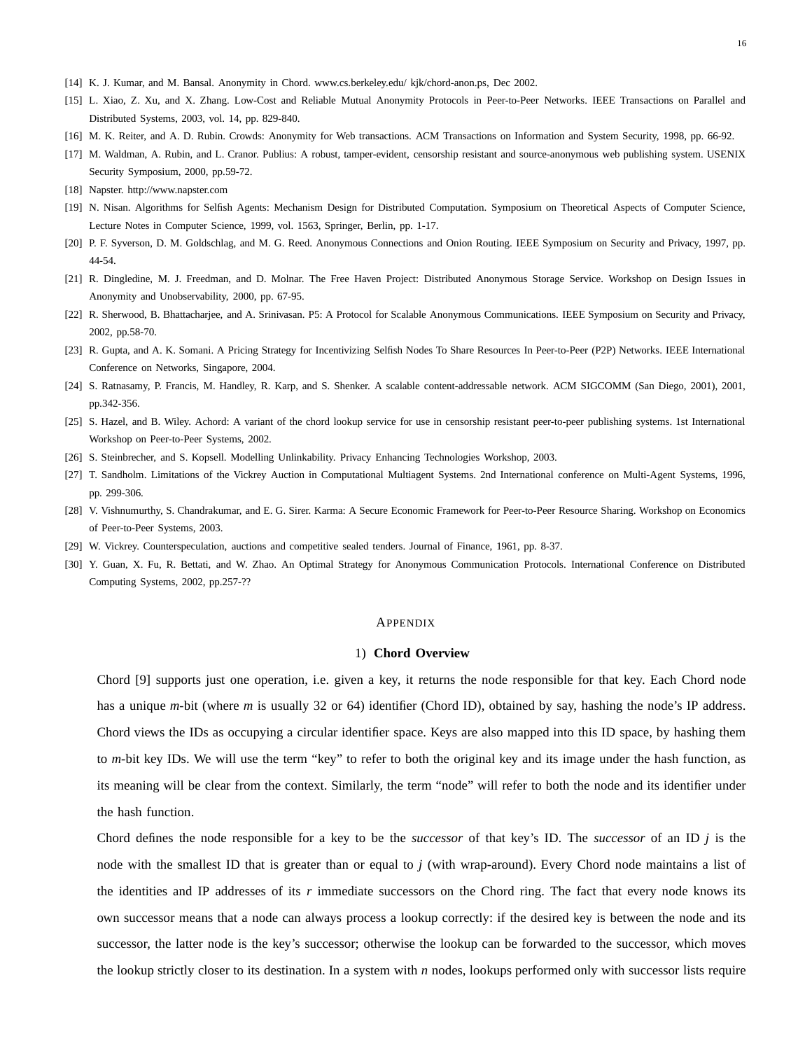[14] K. J. Kumar, and M. Bansal. Anonymity in Chord. www.cs.berkeley.edu/ kjk/chord-anon.ps, Dec 2002.

[15] L. Xiao, Z. Xu, and X. Zhang. Low-Cost and Reliable Mutual Anonymity Protocols in Peer-to-Peer Networks. IEEE Transactions on Parallel and Distributed Systems, 2003, vol. 14, pp. 829-840.

[16] M. K. Reiter, and A. D. Rubin. Crowds: Anonymity for Web transactions. ACM Transactions on Information and System Security, 1998, pp. 66-92.

[17] M. Waldman, A. Rubin, and L. Cranor. Publius: A robust, tamper-evident, censorship resistant and source-anonymous web publishing system. USENIX Security Symposium, 2000, pp.59-72.

[18] Napster. http://www.napster.com

[19] N. Nisan. Algorithms for Selfish Agents: Mechanism Design for Distributed Computation. Symposium on Theoretical Aspects of Computer Science, Lecture Notes in Computer Science, 1999, vol. 1563, Springer, Berlin, pp. 1-17.

[20] P. F. Syverson, D. M. Goldschlag, and M. G. Reed. Anonymous Connections and Onion Routing. IEEE Symposium on Security and Privacy, 1997, pp. 44-54.

[21] R. Dingledine, M. J. Freedman, and D. Molnar. The Free Haven Project: Distributed Anonymous Storage Service. Workshop on Design Issues in Anonymity and Unobservability, 2000, pp. 67-95.

[22] R. Sherwood, B. Bhattacharjee, and A. Srinivasan. P5: A Protocol for Scalable Anonymous Communications. IEEE Symposium on Security and Privacy, 2002, pp.58-70.

[23] R. Gupta, and A. K. Somani. A Pricing Strategy for Incentivizing Selfish Nodes To Share Resources In Peer-to-Peer (P2P) Networks. IEEE International Conference on Networks, Singapore, 2004.

[24] S. Ratnasamy, P. Francis, M. Handley, R. Karp, and S. Shenker. A scalable content-addressable network. ACM SIGCOMM (San Diego, 2001), 2001, pp.342-356.

[25] S. Hazel, and B. Wiley. Achord: A variant of the chord lookup service for use in censorship resistant peer-to-peer publishing systems. 1st International Workshop on Peer-to-Peer Systems, 2002.

[26] S. Steinbrecher, and S. Kopsell. Modelling Unlinkability. Privacy Enhancing Technologies Workshop, 2003.

[27] T. Sandholm. Limitations of the Vickrey Auction in Computational Multiagent Systems. 2nd International conference on Multi-Agent Systems, 1996, pp. 299-306.

[28] V. Vishnumurthy, S. Chandrakumar, and E. G. Sirer. Karma: A Secure Economic Framework for Peer-to-Peer Resource Sharing. Workshop on Economics of Peer-to-Peer Systems, 2003.

[29] W. Vickrey. Counterspeculation, auctions and competitive sealed tenders. Journal of Finance, 1961, pp. 8-37.

[30] Y. Guan, X. Fu, R. Bettati, and W. Zhao. An Optimal Strategy for Anonymous Communication Protocols. International Conference on Distributed Computing Systems, 2002, pp.257-??

# Appendix

### 1) Chord Overview

Chord [9] supports just one operation, i.e. given a key, it returns the node responsible for that key. Each Chord node has a unique $m$-bit (where $m$ is usually 32 or 64) identifier (Chord ID), obtained by say, hashing the node's IP address. Chord views the IDs as occupying a circular identifier space. Keys are also mapped into this ID space, by hashing them to $m$-bit key IDs. We will use the term "key" to refer to both the original key and its image under the hash function, as its meaning will be clear from the context. Similarly, the term "node" will refer to both the node and its identifier under the hash function.

Chord defines the node responsible for a key to be the *successor* of that key's ID. The *successor* of an ID $j$ is the node with the smallest ID that is greater than or equal to $j$ (with wrap-around). Every Chord node maintains a list of the identities and IP addresses of its $r$ immediate successors on the Chord ring. The fact that every node knows its own successor means that a node can always process a lookup correctly: if the desired key is between the node and its successor, the latter node is the key's successor; otherwise the lookup can be forwarded to the successor, which moves the lookup strictly closer to its destination. In a system with $n$ nodes, lookups performed only with successor lists require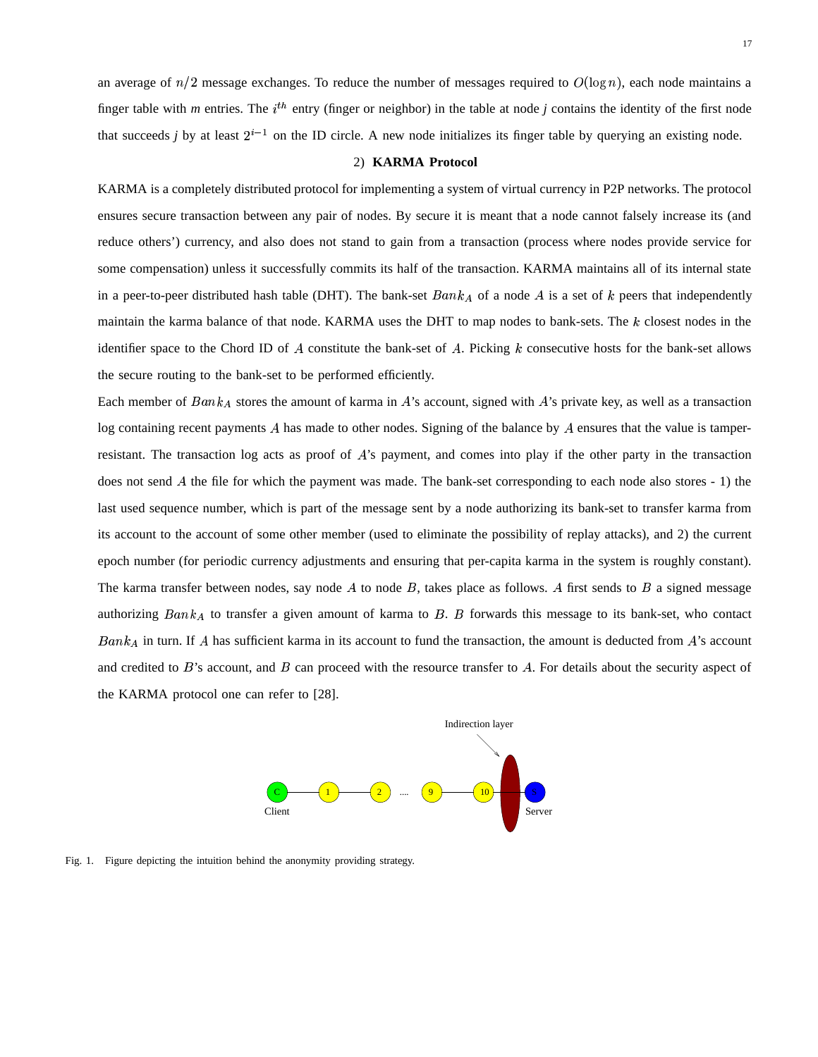an average of $n/2$ message exchanges. To reduce the number of messages required to $O(\log n)$, each node maintains a finger table with *m* entries. The $i^{th}$ entry (finger or neighbor) in the table at node *j* contains the identity of the first node that succeeds *j* by at least $2^{i-1}$ on the ID circle. A new node initializes its finger table by querying an existing node.

### 2) **KARMA Protocol**

KARMA is a completely distributed protocol for implementing a system of virtual currency in P2P networks. The protocol ensures secure transaction between any pair of nodes. By secure it is meant that a node cannot falsely increase its (and reduce others') currency, and also does not stand to gain from a transaction (process where nodes provide service for some compensation) unless it successfully commits its half of the transaction. KARMA maintains all of its internal state in a peer-to-peer distributed hash table (DHT). The bank-set $Bank_A$ of a node $A$ is a set of $k$ peers that independently maintain the karma balance of that node. KARMA uses the DHT to map nodes to bank-sets. The $k$ closest nodes in the identifier space to the Chord ID of $A$ constitute the bank-set of $A$. Picking $k$ consecutive hosts for the bank-set allows the secure routing to the bank-set to be performed efficiently.

Each member of $Bank_A$ stores the amount of karma in $A$'s account, signed with $A$'s private key, as well as a transaction log containing recent payments $A$ has made to other nodes. Signing of the balance by $A$ ensures that the value is tamper-resistant. The transaction log acts as proof of $A$'s payment, and comes into play if the other party in the transaction does not send $A$ the file for which the payment was made. The bank-set corresponding to each node also stores - 1) the last used sequence number, which is part of the message sent by a node authorizing its bank-set to transfer karma from its account to the account of some other member (used to eliminate the possibility of replay attacks), and 2) the current epoch number (for periodic currency adjustments and ensuring that per-capita karma in the system is roughly constant). The karma transfer between nodes, say node $A$ to node $B$, takes place as follows. $A$ first sends to $B$ a signed message authorizing $Bank_A$ to transfer a given amount of karma to $B$. $B$ forwards this message to its bank-set, who contact $Bank_A$ in turn. If $A$ has sufficient karma in its account to fund the transaction, the amount is deducted from $A$'s account and credited to $B$'s account, and $B$ can proceed with the resource transfer to $A$. For details about the security aspect of the KARMA protocol one can refer to [28].

Fig. 1. Figure depicting the intuition behind the anonymity providing strategy.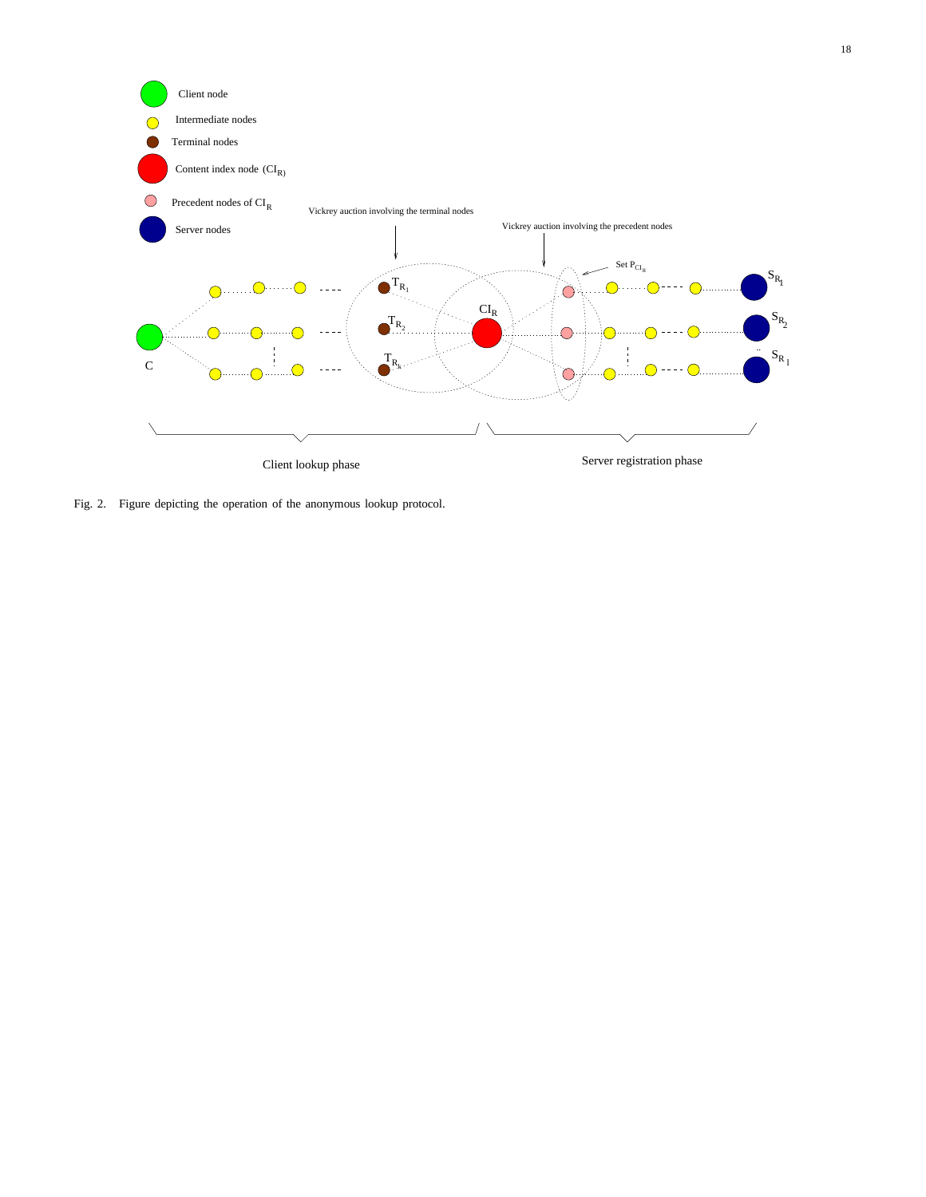Fig. 2. Figure depicting the operation of the anonymous lookup protocol.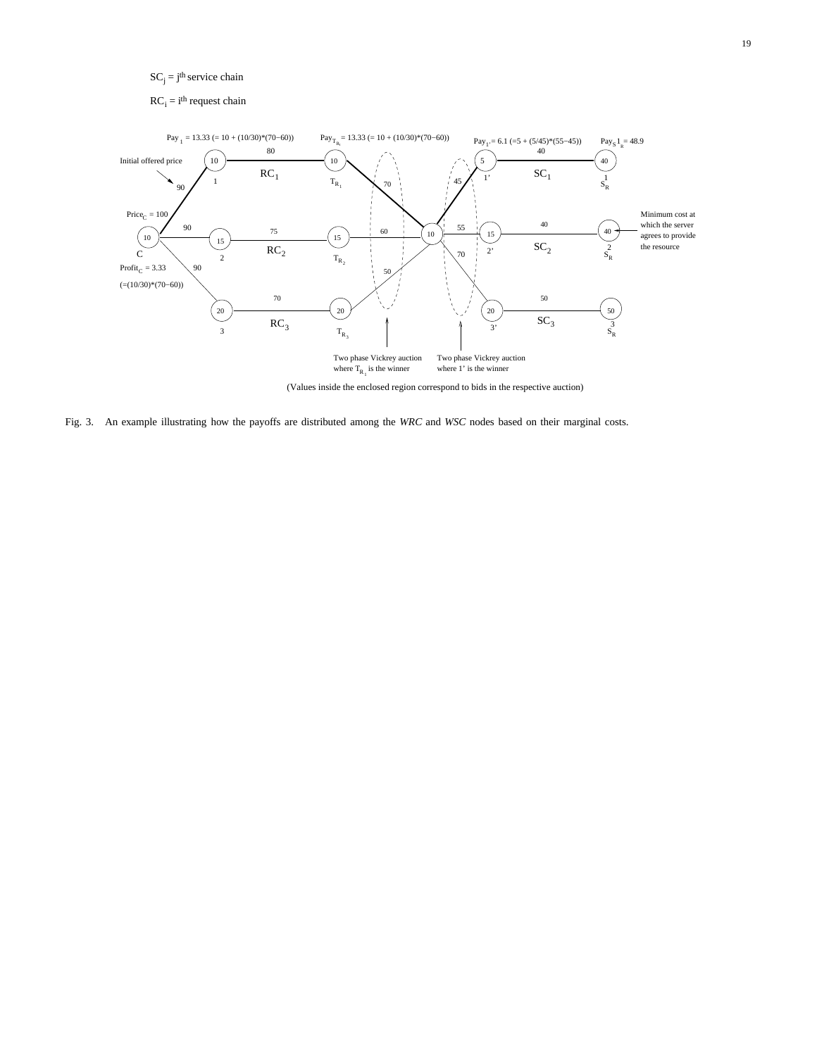$SC_j$ = $j^{th}$ service chain

$RC_i$ = $i^{th}$ request chain

$Pay_1$ = 13.33 (= 10 + (10/30)*(70−60))

$Pay_{T_{R_1}}$ = 13.33 (= 10 + (10/30)*(70−60))

$Pay_{1'}$ = 6.1 (=5 + (5/45)*(55−45))

$Pay_{S^1_R}$ = 48.9

Initial offered price

$Price_C$ = 100

$Profit_C$ = 3.33 (=(10/30)*(70−60))

Minimum cost at which the server agrees to provide the resource

Two phase Vickrey auction where $T_{R_1}$ is the winner

Two phase Vickrey auction where 1' is the winner

(Values inside the enclosed region correspond to bids in the respective auction)

Fig. 3. An example illustrating how the payoffs are distributed among the *WRC* and *WSC* nodes based on their marginal costs.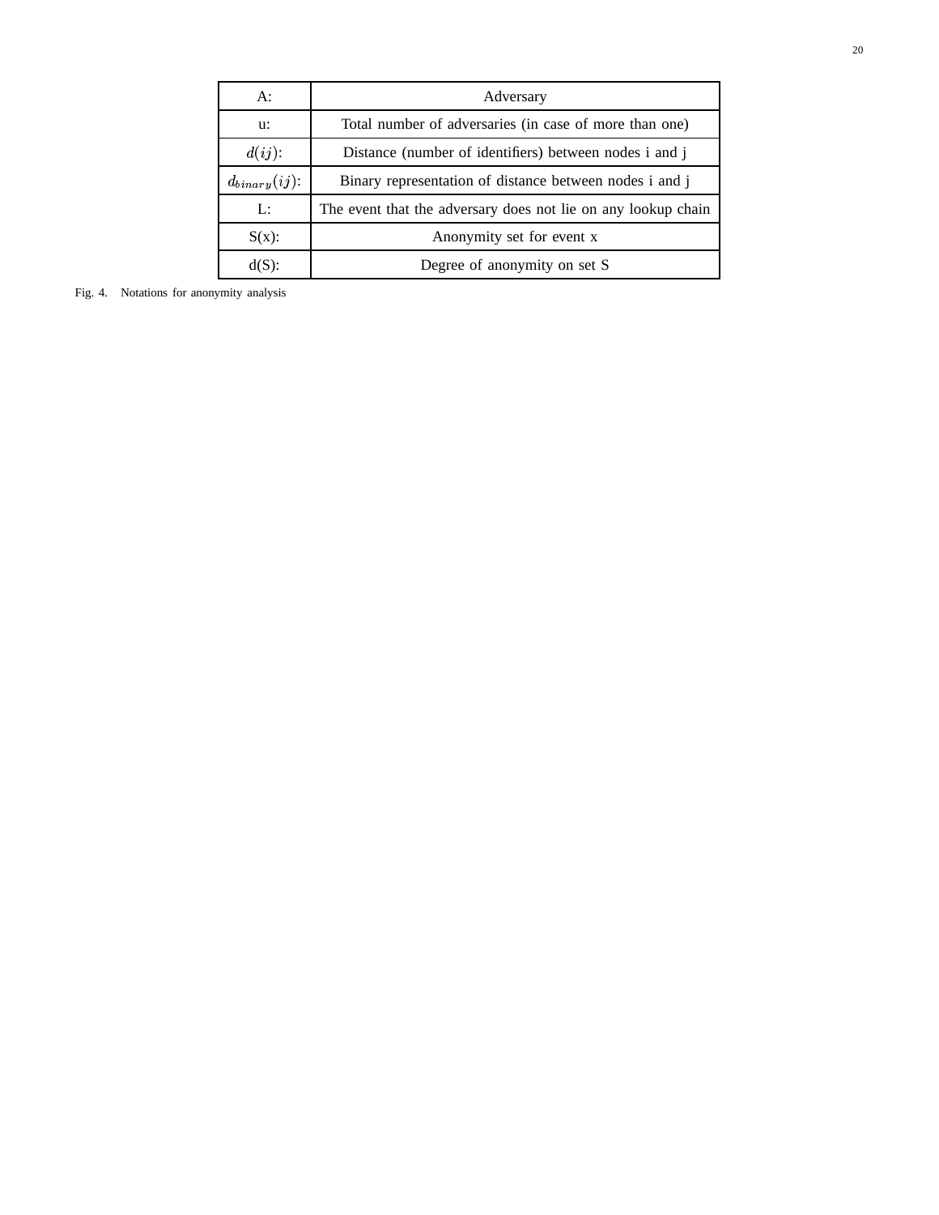| | |
|---|---|
| A: | Adversary |
| u: | Total number of adversaries (in case of more than one) |
| $d(ij)$: | Distance (number of identifiers) between nodes i and j |
| $d_{binary}(ij)$: | Binary representation of distance between nodes i and j |
| L: | The event that the adversary does not lie on any lookup chain |
| S(x): | Anonymity set for event x |
| d(S): | Degree of anonymity on set S |

Fig. 4. Notations for anonymity analysis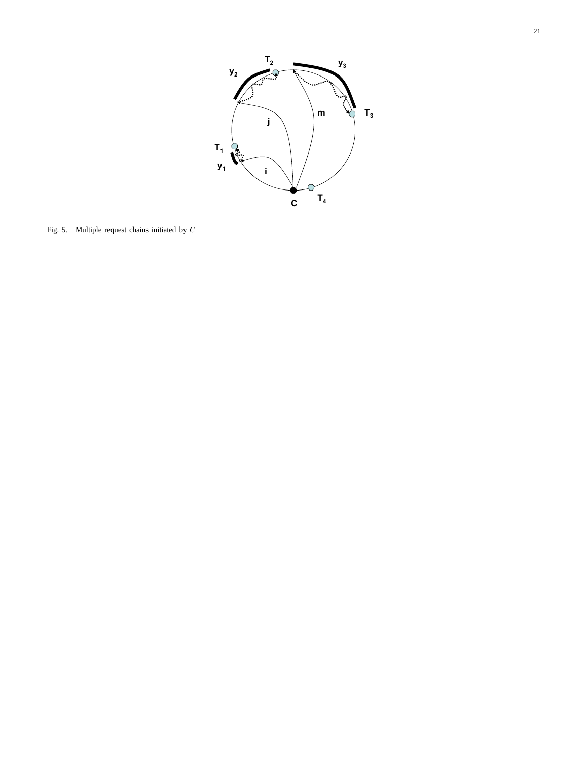Fig. 5. Multiple request chains initiated by $C$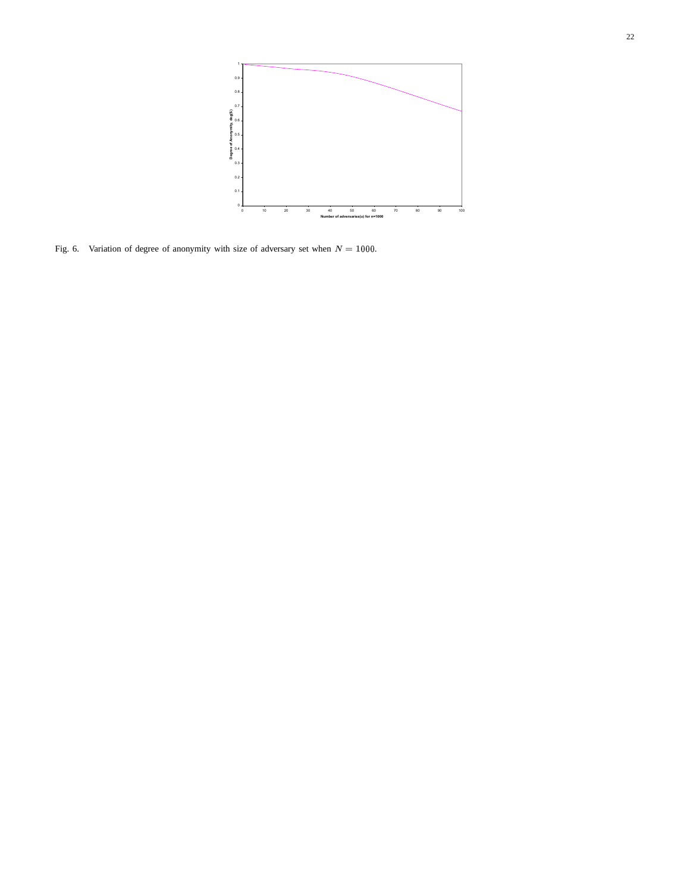Fig. 6. Variation of degree of anonymity with size of adversary set when $N = 1000$.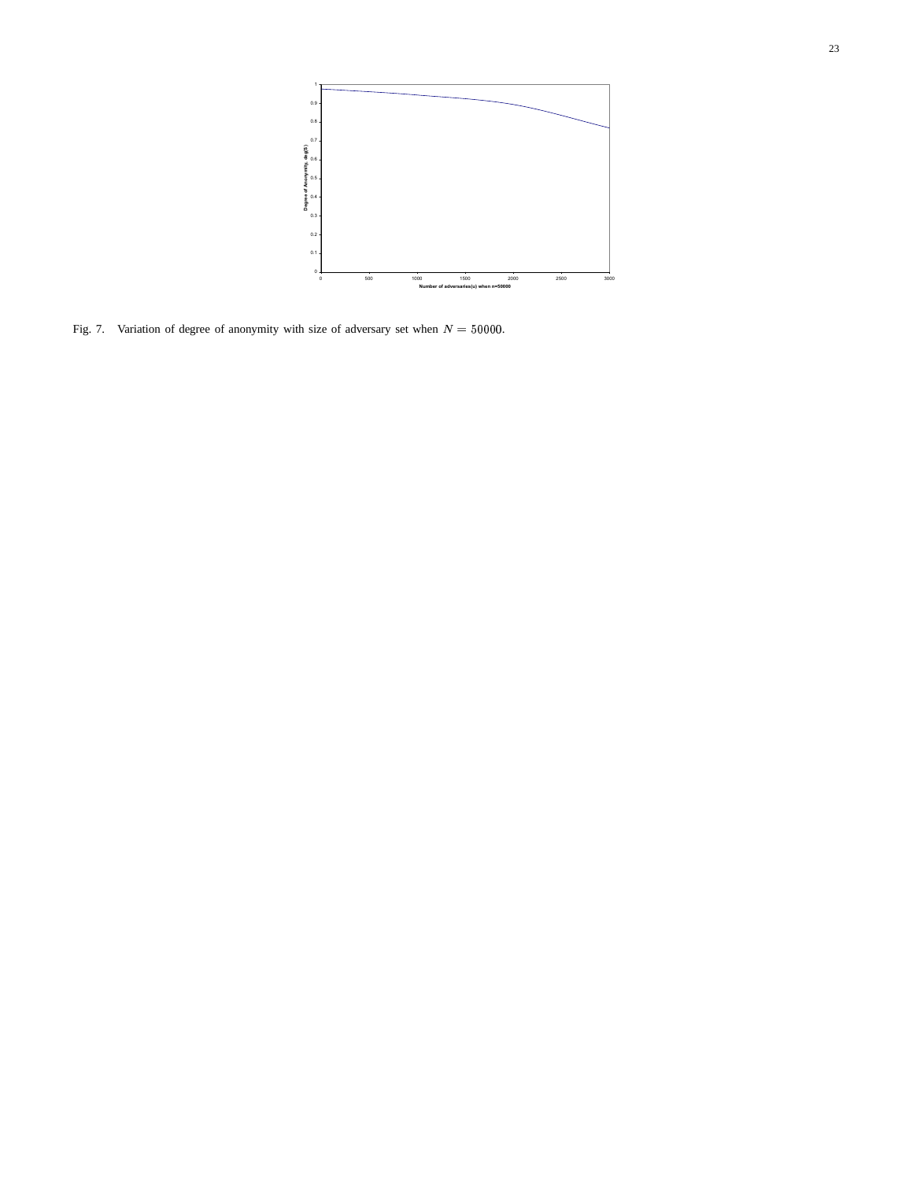Fig. 7. Variation of degree of anonymity with size of adversary set when $N = 50000$.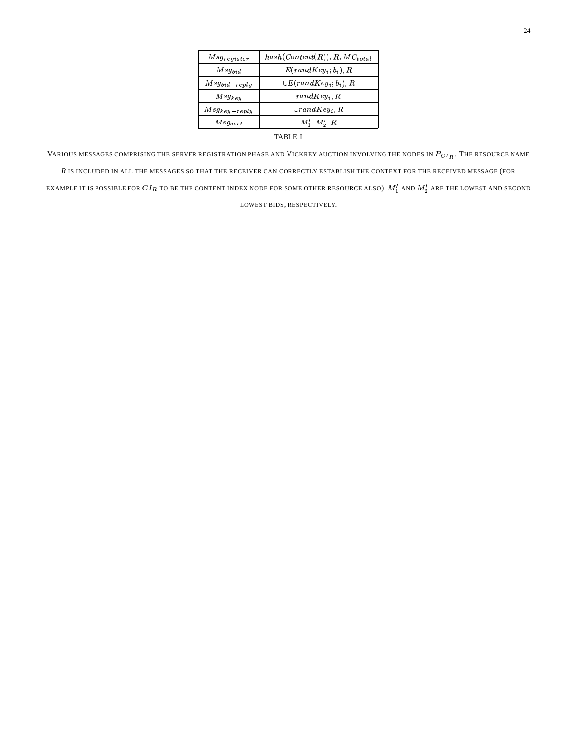| $Msg_{register}$ | $hash(Content(R)), R, MC_{total}$ |
|---|---|
| $Msg_{bid}$ | $E(randKey_i; b_i), R$ |
| $Msg_{bid-reply}$ | $\cup E(randKey_i; b_i), R$ |
| $Msg_{key}$ | $randKey_i, R$ |
| $Msg_{key-reply}$ | $\cup randKey_i, R$ |
| $Msg_{cert}$ | $M_1', M_2', R$ |

TABLE I

VARIOUS MESSAGES COMPRISING THE SERVER REGISTRATION PHASE AND VICKREY AUCTION INVOLVING THE NODES IN $P_{CI_R}$. THE RESOURCE NAME $R$ IS INCLUDED IN ALL THE MESSAGES SO THAT THE RECEIVER CAN CORRECTLY ESTABLISH THE CONTEXT FOR THE RECEIVED MESSAGE (FOR EXAMPLE IT IS POSSIBLE FOR $CI_R$ TO BE THE CONTENT INDEX NODE FOR SOME OTHER RESOURCE ALSO). $M_1'$ AND $M_2'$ ARE THE LOWEST AND SECOND LOWEST BIDS, RESPECTIVELY.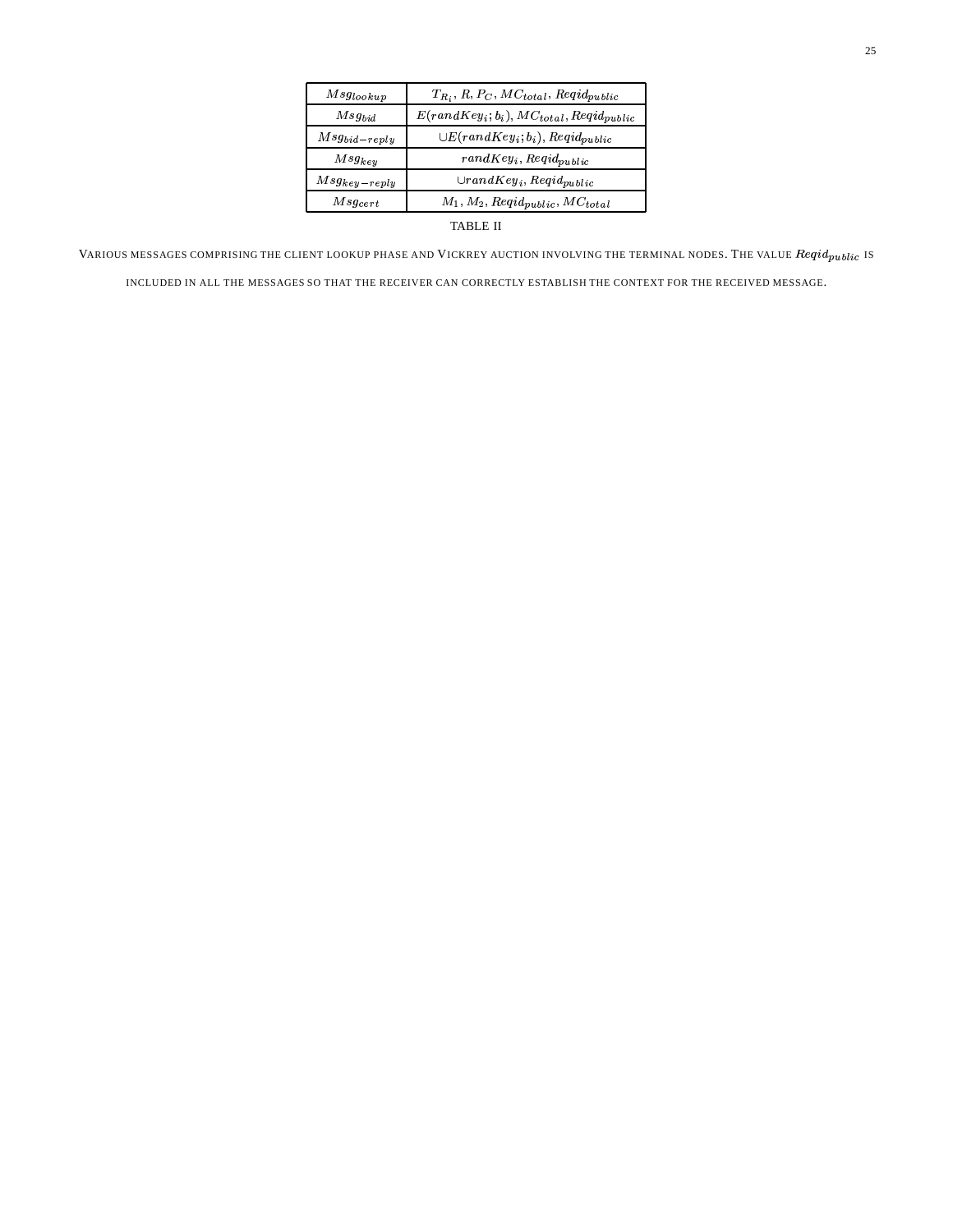| $Msg_{lookup}$ | $T_{R_i}$, $R$, $P_C$, $MC_{total}$, $Reqid_{public}$ |
|---|---|
| $Msg_{bid}$ | $E(randKey_i; b_i)$, $MC_{total}$, $Reqid_{public}$ |
| $Msg_{bid-reply}$ | $\cup E(randKey_i; b_i)$, $Reqid_{public}$ |
| $Msg_{key}$ | $randKey_i$, $Reqid_{public}$ |
| $Msg_{key-reply}$ | $\cup randKey_i$, $Reqid_{public}$ |
| $Msg_{cert}$ | $M_1$, $M_2$, $Reqid_{public}$, $MC_{total}$ |

TABLE II

VARIOUS MESSAGES COMPRISING THE CLIENT LOOKUP PHASE AND VICKREY AUCTION INVOLVING THE TERMINAL NODES. THE VALUE $Reqid_{public}$ IS INCLUDED IN ALL THE MESSAGES SO THAT THE RECEIVER CAN CORRECTLY ESTABLISH THE CONTEXT FOR THE RECEIVED MESSAGE.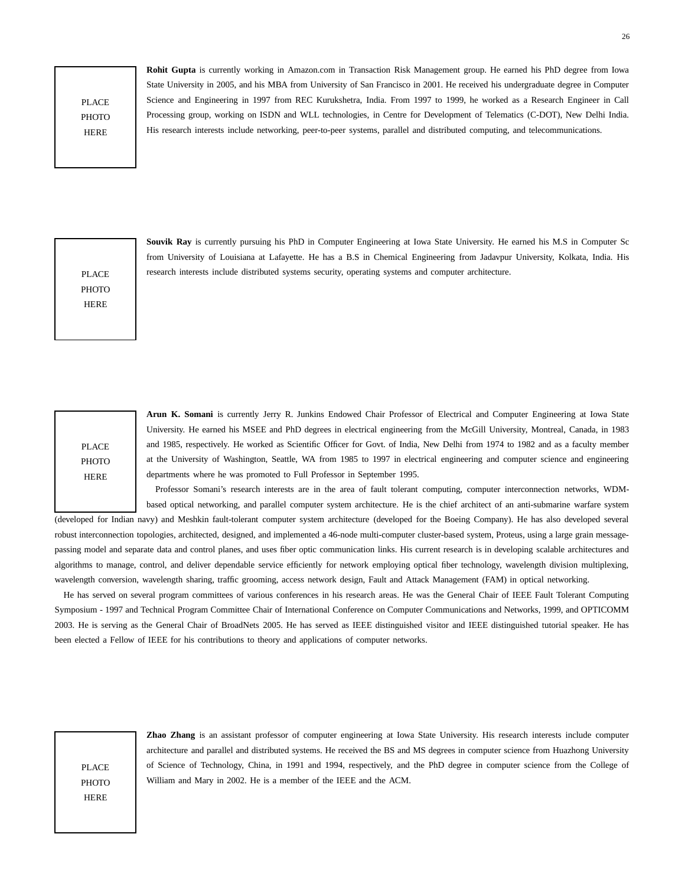PLACE PHOTO HERE

**Rohit Gupta** is currently working in Amazon.com in Transaction Risk Management group. He earned his PhD degree from Iowa State University in 2005, and his MBA from University of San Francisco in 2001. He received his undergraduate degree in Computer Science and Engineering in 1997 from REC Kurukshetra, India. From 1997 to 1999, he worked as a Research Engineer in Call Processing group, working on ISDN and WLL technologies, in Centre for Development of Telematics (C-DOT), New Delhi India. His research interests include networking, peer-to-peer systems, parallel and distributed computing, and telecommunications.

PLACE PHOTO HERE

**Souvik Ray** is currently pursuing his PhD in Computer Engineering at Iowa State University. He earned his M.S in Computer Sc from University of Louisiana at Lafayette. He has a B.S in Chemical Engineering from Jadavpur University, Kolkata, India. His research interests include distributed systems security, operating systems and computer architecture.

PLACE PHOTO HERE

**Arun K. Somani** is currently Jerry R. Junkins Endowed Chair Professor of Electrical and Computer Engineering at Iowa State University. He earned his MSEE and PhD degrees in electrical engineering from the McGill University, Montreal, Canada, in 1983 and 1985, respectively. He worked as Scientific Officer for Govt. of India, New Delhi from 1974 to 1982 and as a faculty member at the University of Washington, Seattle, WA from 1985 to 1997 in electrical engineering and computer science and engineering departments where he was promoted to Full Professor in September 1995.

Professor Somani's research interests are in the area of fault tolerant computing, computer interconnection networks, WDM-based optical networking, and parallel computer system architecture. He is the chief architect of an anti-submarine warfare system (developed for Indian navy) and Meshkin fault-tolerant computer system architecture (developed for the Boeing Company). He has also developed several robust interconnection topologies, architected, designed, and implemented a 46-node multi-computer cluster-based system, Proteus, using a large grain message-passing model and separate data and control planes, and uses fiber optic communication links. His current research is in developing scalable architectures and algorithms to manage, control, and deliver dependable service efficiently for network employing optical fiber technology, wavelength division multiplexing, wavelength conversion, wavelength sharing, traffic grooming, access network design, Fault and Attack Management (FAM) in optical networking.

He has served on several program committees of various conferences in his research areas. He was the General Chair of IEEE Fault Tolerant Computing Symposium - 1997 and Technical Program Committee Chair of International Conference on Computer Communications and Networks, 1999, and OPTICOMM 2003. He is serving as the General Chair of BroadNets 2005. He has served as IEEE distinguished visitor and IEEE distinguished tutorial speaker. He has been elected a Fellow of IEEE for his contributions to theory and applications of computer networks.

PLACE PHOTO HERE

**Zhao Zhang** is an assistant professor of computer engineering at Iowa State University. His research interests include computer architecture and parallel and distributed systems. He received the BS and MS degrees in computer science from Huazhong University of Science of Technology, China, in 1991 and 1994, respectively, and the PhD degree in computer science from the College of William and Mary in 2002. He is a member of the IEEE and the ACM.